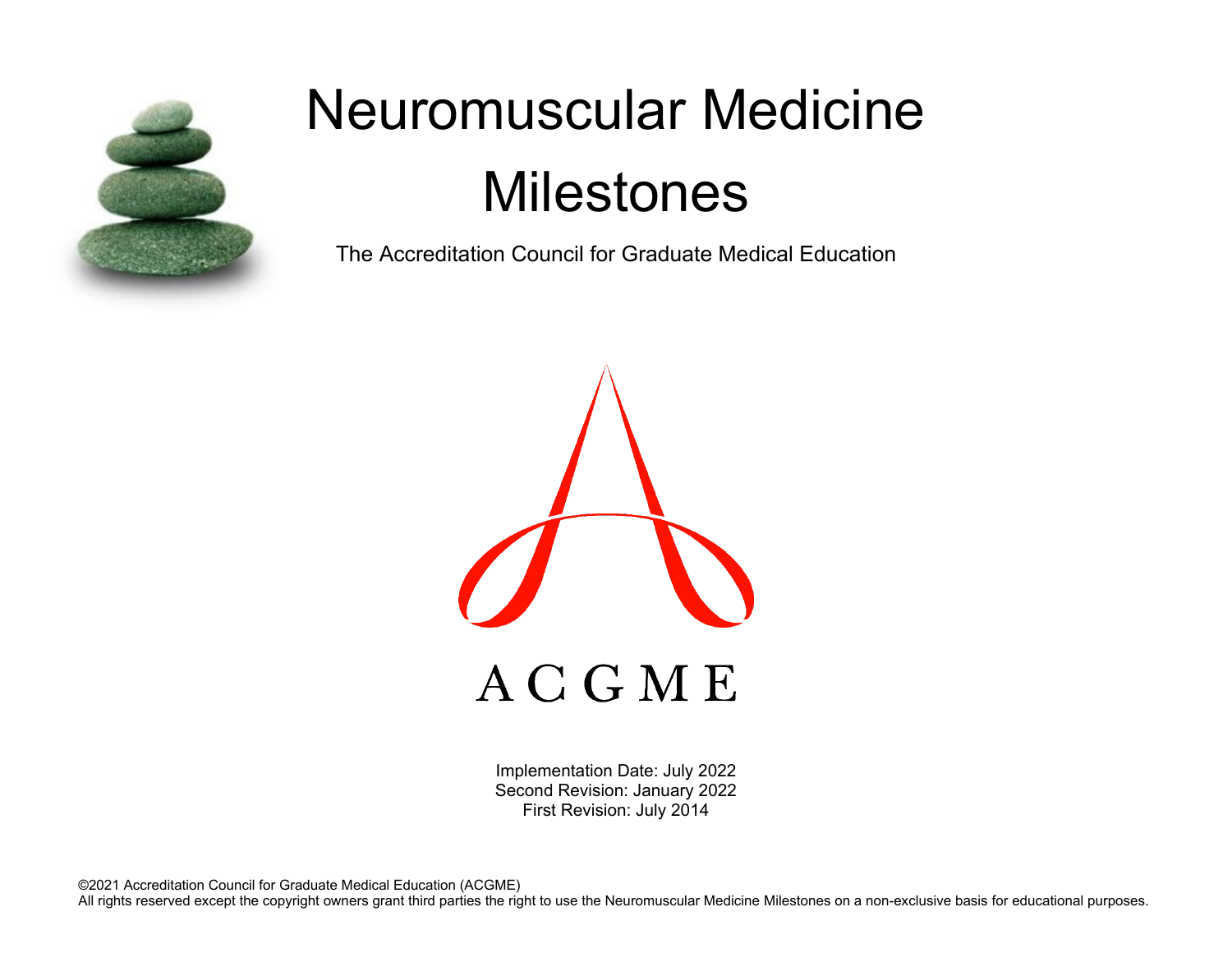# Neuromuscular Medicine Milestones

The Accreditation Council for Graduate Medical Education

ACGME

Implementation Date: July 2022
Second Revision: January 2022
First Revision: July 2014

©2021 Accreditation Council for Graduate Medical Education (ACGME)
All rights reserved except the copyright owners grant third parties the right to use the Neuromuscular Medicine Milestones on a non-exclusive basis for educational purposes.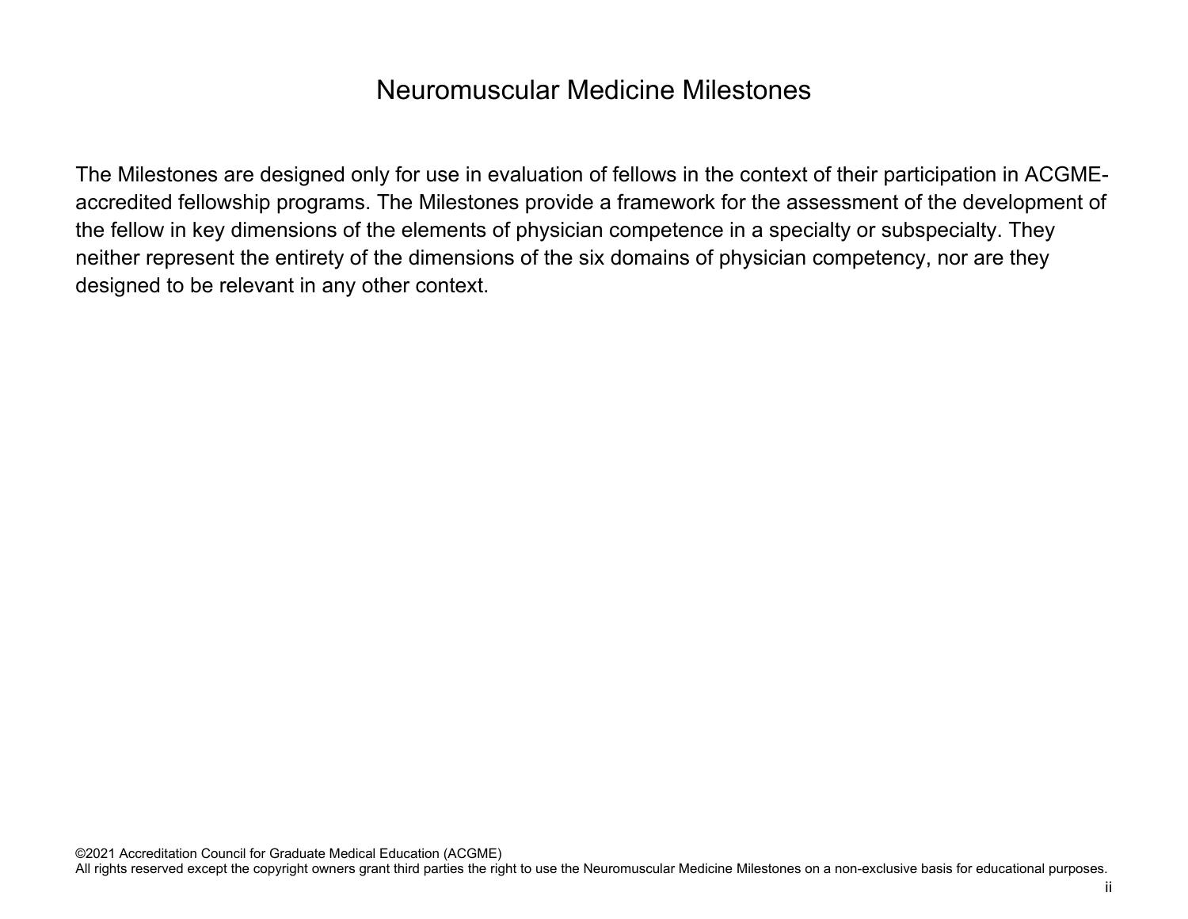# Neuromuscular Medicine Milestones

The Milestones are designed only for use in evaluation of fellows in the context of their participation in ACGME-accredited fellowship programs. The Milestones provide a framework for the assessment of the development of the fellow in key dimensions of the elements of physician competence in a specialty or subspecialty. They neither represent the entirety of the dimensions of the six domains of physician competency, nor are they designed to be relevant in any other context.

©2021 Accreditation Council for Graduate Medical Education (ACGME)
All rights reserved except the copyright owners grant third parties the right to use the Neuromuscular Medicine Milestones on a non-exclusive basis for educational purposes.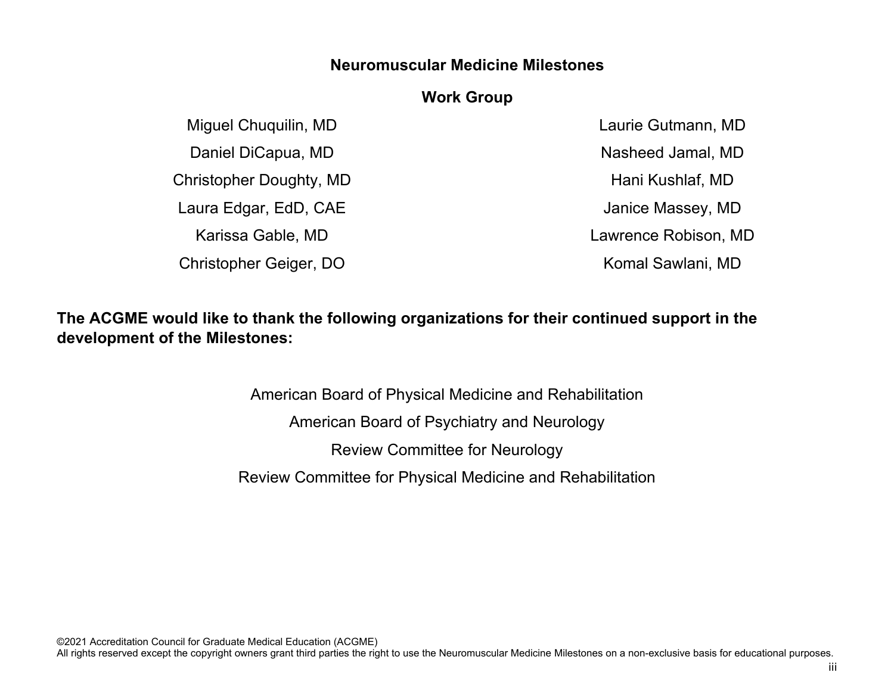**Neuromuscular Medicine Milestones**

**Work Group**

Miguel Chuquilin, MD

Daniel DiCapua, MD

Christopher Doughty, MD

Laura Edgar, EdD, CAE

Karissa Gable, MD

Christopher Geiger, DO

Laurie Gutmann, MD

Nasheed Jamal, MD

Hani Kushlaf, MD

Janice Massey, MD

Lawrence Robison, MD

Komal Sawlani, MD

**The ACGME would like to thank the following organizations for their continued support in the development of the Milestones:**

American Board of Physical Medicine and Rehabilitation

American Board of Psychiatry and Neurology

Review Committee for Neurology

Review Committee for Physical Medicine and Rehabilitation

©2021 Accreditation Council for Graduate Medical Education (ACGME)
All rights reserved except the copyright owners grant third parties the right to use the Neuromuscular Medicine Milestones on a non-exclusive basis for educational purposes.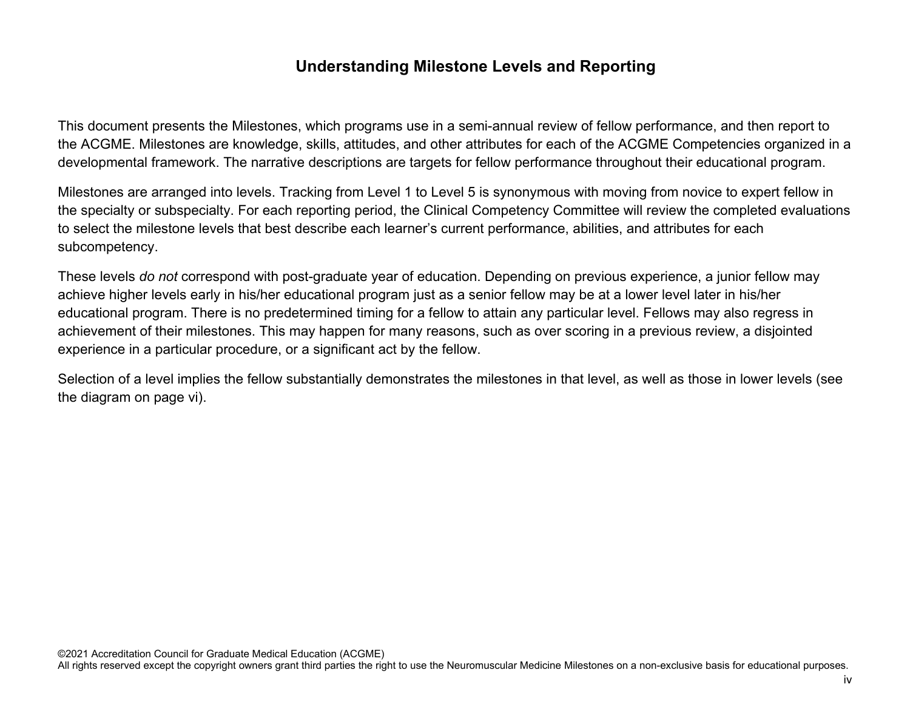# Understanding Milestone Levels and Reporting

This document presents the Milestones, which programs use in a semi-annual review of fellow performance, and then report to the ACGME. Milestones are knowledge, skills, attitudes, and other attributes for each of the ACGME Competencies organized in a developmental framework. The narrative descriptions are targets for fellow performance throughout their educational program.

Milestones are arranged into levels. Tracking from Level 1 to Level 5 is synonymous with moving from novice to expert fellow in the specialty or subspecialty. For each reporting period, the Clinical Competency Committee will review the completed evaluations to select the milestone levels that best describe each learner's current performance, abilities, and attributes for each subcompetency.

These levels *do not* correspond with post-graduate year of education. Depending on previous experience, a junior fellow may achieve higher levels early in his/her educational program just as a senior fellow may be at a lower level later in his/her educational program. There is no predetermined timing for a fellow to attain any particular level. Fellows may also regress in achievement of their milestones. This may happen for many reasons, such as over scoring in a previous review, a disjointed experience in a particular procedure, or a significant act by the fellow.

Selection of a level implies the fellow substantially demonstrates the milestones in that level, as well as those in lower levels (see the diagram on page vi).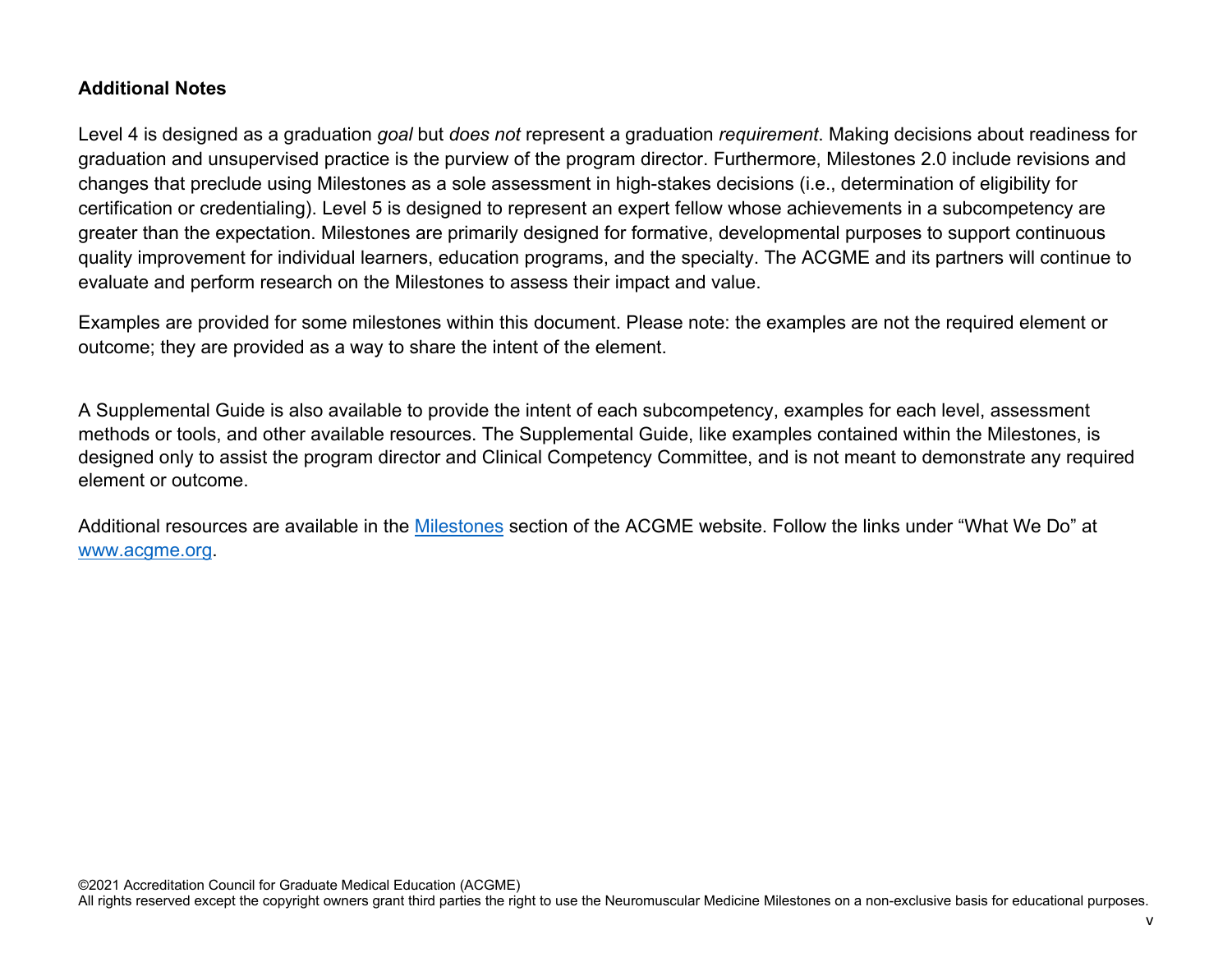## Additional Notes

Level 4 is designed as a graduation *goal* but *does not* represent a graduation *requirement*. Making decisions about readiness for graduation and unsupervised practice is the purview of the program director. Furthermore, Milestones 2.0 include revisions and changes that preclude using Milestones as a sole assessment in high-stakes decisions (i.e., determination of eligibility for certification or credentialing). Level 5 is designed to represent an expert fellow whose achievements in a subcompetency are greater than the expectation. Milestones are primarily designed for formative, developmental purposes to support continuous quality improvement for individual learners, education programs, and the specialty. The ACGME and its partners will continue to evaluate and perform research on the Milestones to assess their impact and value.

Examples are provided for some milestones within this document. Please note: the examples are not the required element or outcome; they are provided as a way to share the intent of the element.

A Supplemental Guide is also available to provide the intent of each subcompetency, examples for each level, assessment methods or tools, and other available resources. The Supplemental Guide, like examples contained within the Milestones, is designed only to assist the program director and Clinical Competency Committee, and is not meant to demonstrate any required element or outcome.

Additional resources are available in the [Milestones](https://www.acgme.org/milestones) section of the ACGME website. Follow the links under "What We Do" at [www.acgme.org](http://www.acgme.org).

©2021 Accreditation Council for Graduate Medical Education (ACGME)
All rights reserved except the copyright owners grant third parties the right to use the Neuromuscular Medicine Milestones on a non-exclusive basis for educational purposes.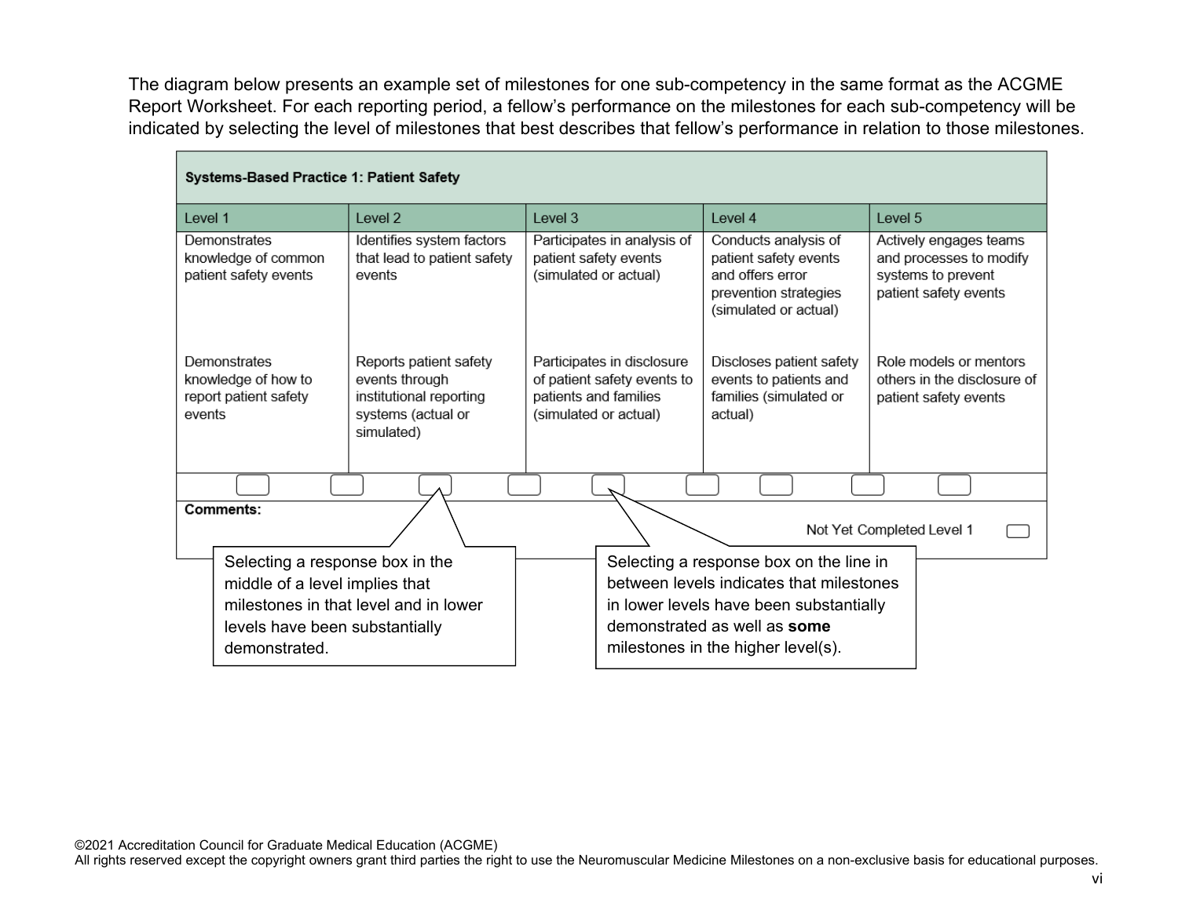The diagram below presents an example set of milestones for one sub-competency in the same format as the ACGME Report Worksheet. For each reporting period, a fellow's performance on the milestones for each sub-competency will be indicated by selecting the level of milestones that best describes that fellow's performance in relation to those milestones.

| Systems-Based Practice 1: Patient Safety | | | | |
|---|---|---|---|---|
| **Level 1** | **Level 2** | **Level 3** | **Level 4** | **Level 5** |
| Demonstrates knowledge of common patient safety events | Identifies system factors that lead to patient safety events | Participates in analysis of patient safety events (simulated or actual) | Conducts analysis of patient safety events and offers error prevention strategies (simulated or actual) | Actively engages teams and processes to modify systems to prevent patient safety events |
| Demonstrates knowledge of how to report patient safety events | Reports patient safety events through institutional reporting systems (actual or simulated) | Participates in disclosure of patient safety events to patients and families (simulated or actual) | Discloses patient safety events to patients and families (simulated or actual) | Role models or mentors others in the disclosure of patient safety events |

**Comments:**

Not Yet Completed Level 1

Selecting a response box in the middle of a level implies that milestones in that level and in lower levels have been substantially demonstrated.

Selecting a response box on the line in between levels indicates that milestones in lower levels have been substantially demonstrated as well as **some** milestones in the higher level(s).

©2021 Accreditation Council for Graduate Medical Education (ACGME)
All rights reserved except the copyright owners grant third parties the right to use the Neuromuscular Medicine Milestones on a non-exclusive basis for educational purposes.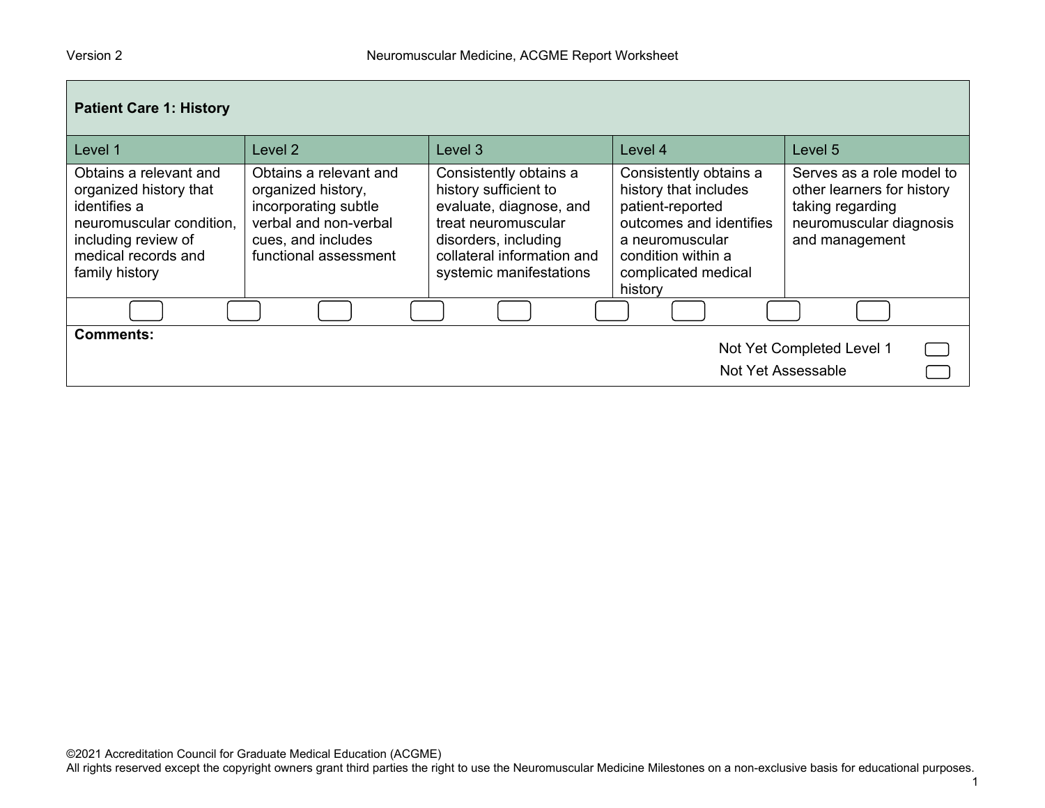## Patient Care 1: History

| Level 1 | Level 2 | Level 3 | Level 4 | Level 5 |
|---|---|---|---|---|
| Obtains a relevant and organized history that identifies a neuromuscular condition, including review of medical records and family history | Obtains a relevant and organized history, incorporating subtle verbal and non-verbal cues, and includes functional assessment | Consistently obtains a history sufficient to evaluate, diagnose, and treat neuromuscular disorders, including collateral information and systemic manifestations | Consistently obtains a history that includes patient-reported outcomes and identifies a neuromuscular condition within a complicated medical history | Serves as a role model to other learners for history taking regarding neuromuscular diagnosis and management |

**Comments:**

Not Yet Completed Level 1

Not Yet Assessable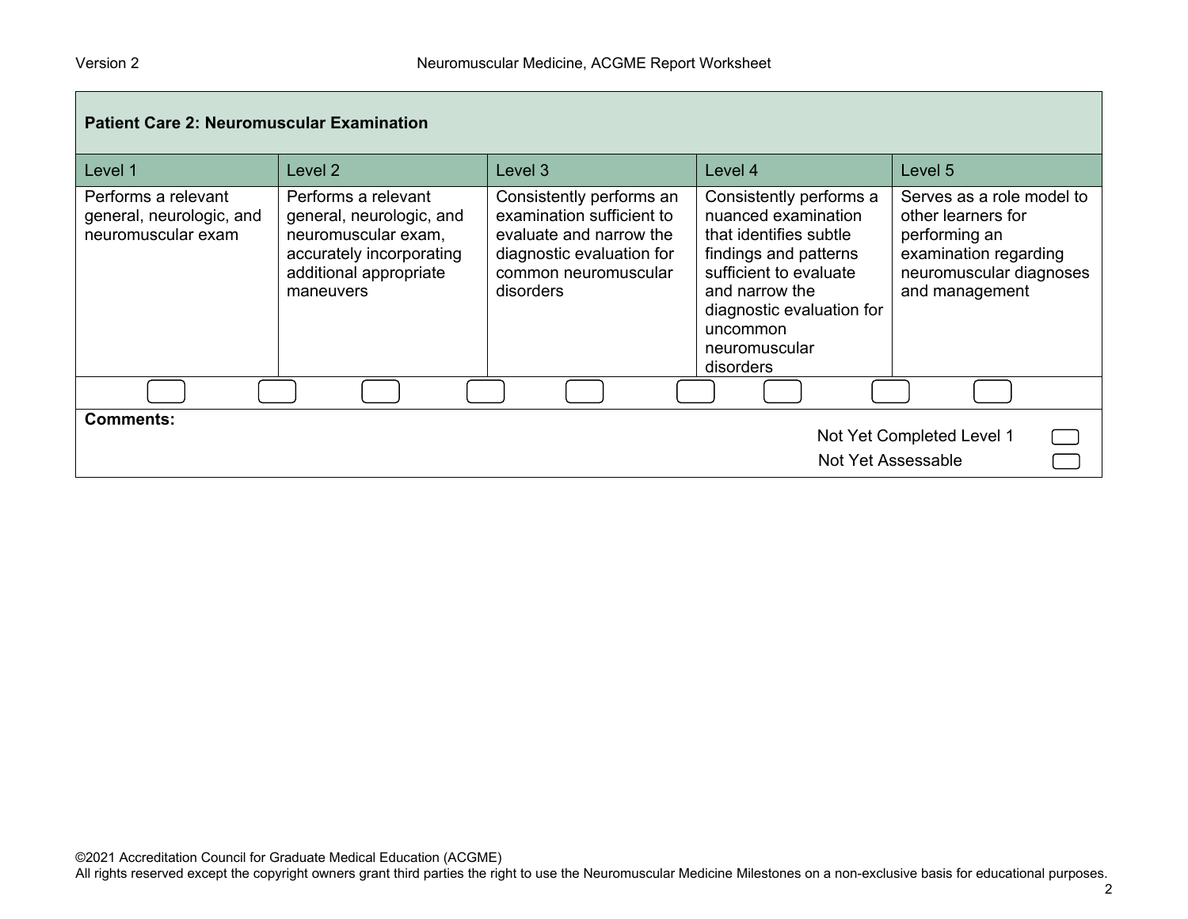| Patient Care 2: Neuromuscular Examination | | | | |
|---|---|---|---|---|
| Level 1 | Level 2 | Level 3 | Level 4 | Level 5 |
| Performs a relevant general, neurologic, and neuromuscular exam | Performs a relevant general, neurologic, and neuromuscular exam, accurately incorporating additional appropriate maneuvers | Consistently performs an examination sufficient to evaluate and narrow the diagnostic evaluation for common neuromuscular disorders | Consistently performs a nuanced examination that identifies subtle findings and patterns sufficient to evaluate and narrow the diagnostic evaluation for uncommon neuromuscular disorders | Serves as a role model to other learners for performing an examination regarding neuromuscular diagnoses and management |

**Comments:**

Not Yet Completed Level 1

Not Yet Assessable

©2021 Accreditation Council for Graduate Medical Education (ACGME)
All rights reserved except the copyright owners grant third parties the right to use the Neuromuscular Medicine Milestones on a non-exclusive basis for educational purposes.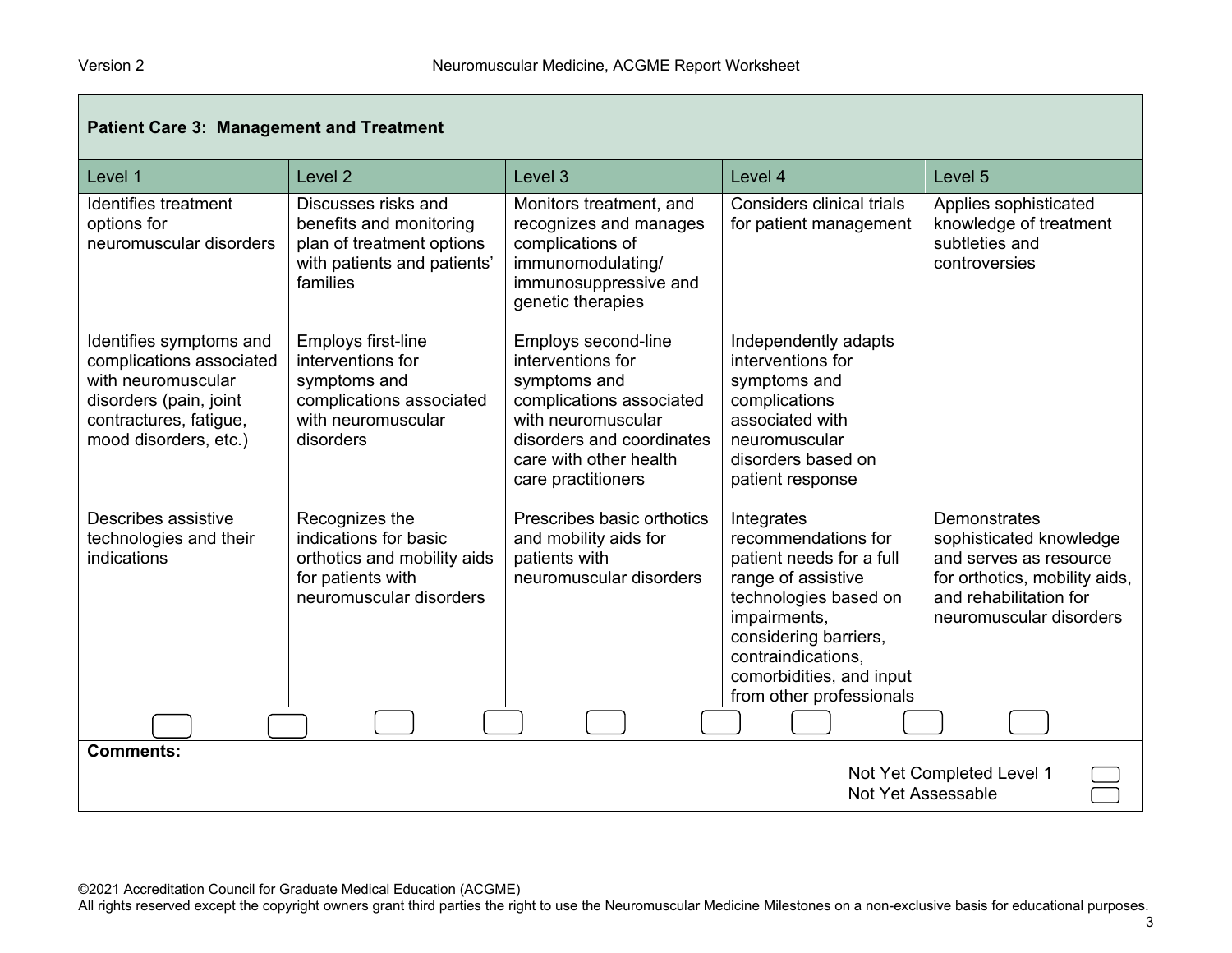## Patient Care 3: Management and Treatment

| Level 1 | Level 2 | Level 3 | Level 4 | Level 5 |
|---|---|---|---|---|
| Identifies treatment options for neuromuscular disorders | Discusses risks and benefits and monitoring plan of treatment options with patients and patients' families | Monitors treatment, and recognizes and manages complications of immunomodulating/ immunosuppressive and genetic therapies | Considers clinical trials for patient management | Applies sophisticated knowledge of treatment subtleties and controversies |
| Identifies symptoms and complications associated with neuromuscular disorders (pain, joint contractures, fatigue, mood disorders, etc.) | Employs first-line interventions for symptoms and complications associated with neuromuscular disorders | Employs second-line interventions for symptoms and complications associated with neuromuscular disorders and coordinates care with other health care practitioners | Independently adapts interventions for symptoms and complications associated with neuromuscular disorders based on patient response | |
| Describes assistive technologies and their indications | Recognizes the indications for basic orthotics and mobility aids for patients with neuromuscular disorders | Prescribes basic orthotics and mobility aids for patients with neuromuscular disorders | Integrates recommendations for patient needs for a full range of assistive technologies based on impairments, considering barriers, contraindications, comorbidities, and input from other professionals | Demonstrates sophisticated knowledge and serves as resource for orthotics, mobility aids, and rehabilitation for neuromuscular disorders |

**Comments:**

Not Yet Completed Level 1

Not Yet Assessable

©2021 Accreditation Council for Graduate Medical Education (ACGME)
All rights reserved except the copyright owners grant third parties the right to use the Neuromuscular Medicine Milestones on a non-exclusive basis for educational purposes.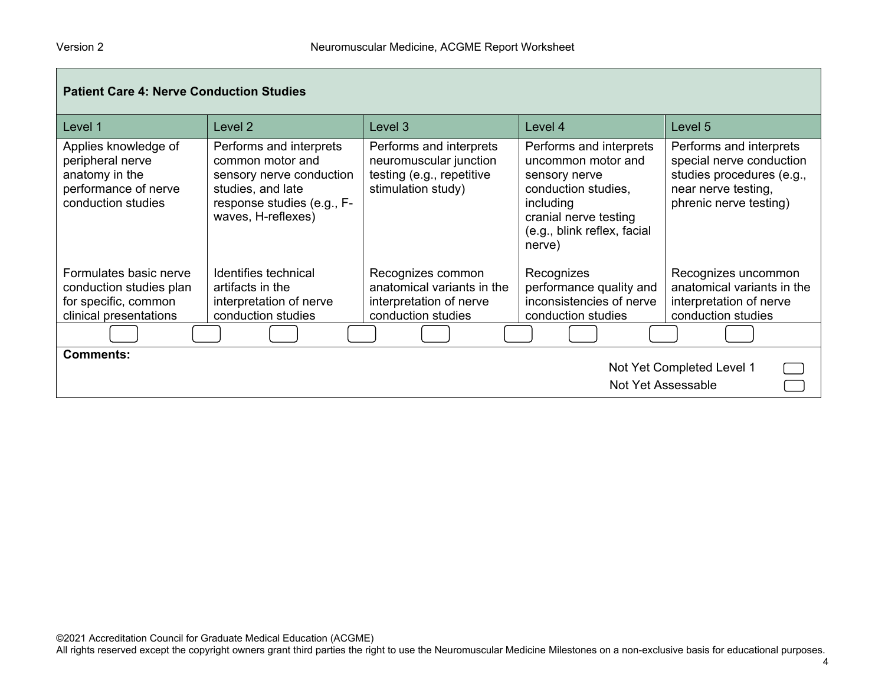| Patient Care 4: Nerve Conduction Studies | | | | |
|---|---|---|---|---|
| **Level 1** | **Level 2** | **Level 3** | **Level 4** | **Level 5** |
| Applies knowledge of peripheral nerve anatomy in the performance of nerve conduction studies | Performs and interprets common motor and sensory nerve conduction studies, and late response studies (e.g., F-waves, H-reflexes) | Performs and interprets neuromuscular junction testing (e.g., repetitive stimulation study) | Performs and interprets uncommon motor and sensory nerve conduction studies, including cranial nerve testing (e.g., blink reflex, facial nerve) | Performs and interprets special nerve conduction studies procedures (e.g., near nerve testing, phrenic nerve testing) |
| Formulates basic nerve conduction studies plan for specific, common clinical presentations | Identifies technical artifacts in the interpretation of nerve conduction studies | Recognizes common anatomical variants in the interpretation of nerve conduction studies | Recognizes performance quality and inconsistencies of nerve conduction studies | Recognizes uncommon anatomical variants in the interpretation of nerve conduction studies |

**Comments:**

Not Yet Completed Level 1

Not Yet Assessable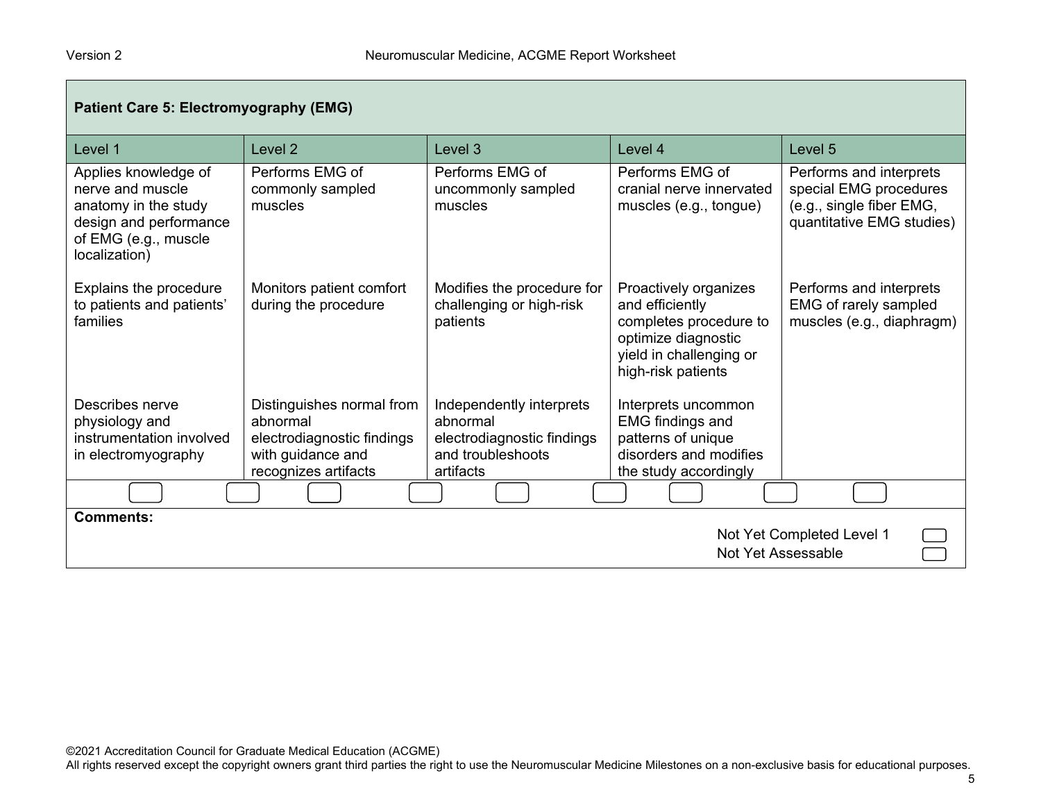## Patient Care 5: Electromyography (EMG)

| Level 1 | Level 2 | Level 3 | Level 4 | Level 5 |
|---|---|---|---|---|
| Applies knowledge of nerve and muscle anatomy in the study design and performance of EMG (e.g., muscle localization) | Performs EMG of commonly sampled muscles | Performs EMG of uncommonly sampled muscles | Performs EMG of cranial nerve innervated muscles (e.g., tongue) | Performs and interprets special EMG procedures (e.g., single fiber EMG, quantitative EMG studies) |
| Explains the procedure to patients and patients' families | Monitors patient comfort during the procedure | Modifies the procedure for challenging or high-risk patients | Proactively organizes and efficiently completes procedure to optimize diagnostic yield in challenging or high-risk patients | Performs and interprets EMG of rarely sampled muscles (e.g., diaphragm) |
| Describes nerve physiology and instrumentation involved in electromyography | Distinguishes normal from abnormal electrodiagnostic findings with guidance and recognizes artifacts | Independently interprets abnormal electrodiagnostic findings and troubleshoots artifacts | Interprets uncommon EMG findings and patterns of unique disorders and modifies the study accordingly | |

**Comments:**

Not Yet Completed Level 1 ☐

Not Yet Assessable ☐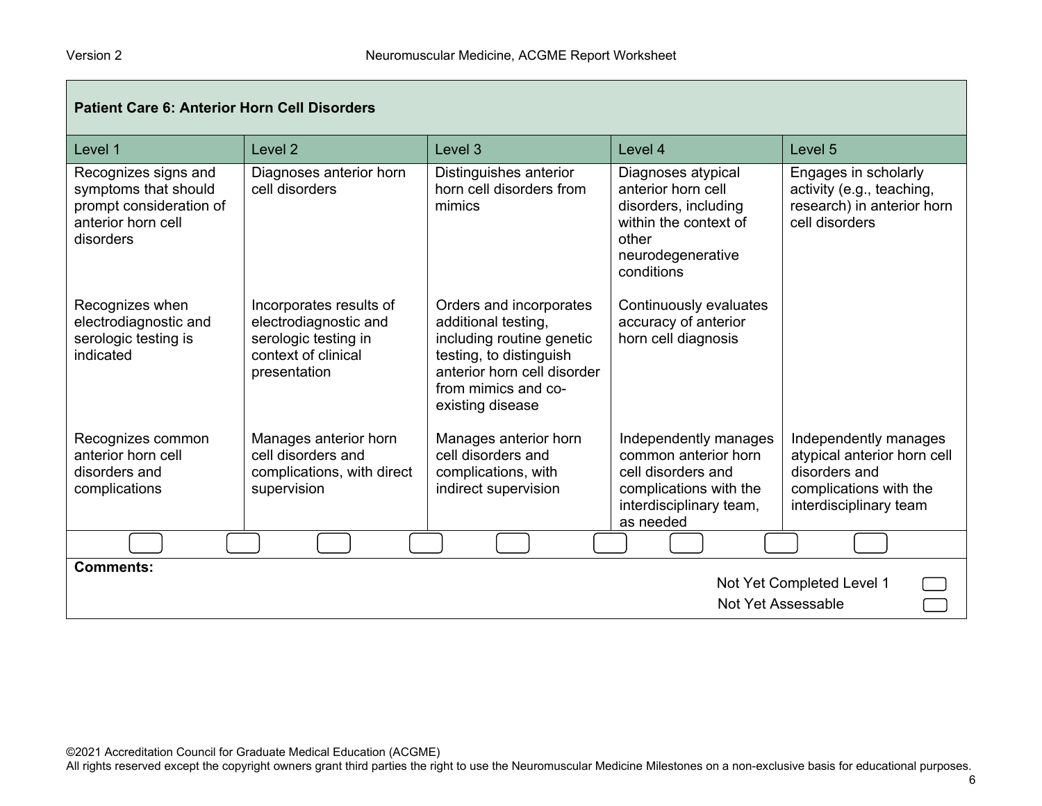| Patient Care 6: Anterior Horn Cell Disorders | | | | |
|---|---|---|---|---|
| Level 1 | Level 2 | Level 3 | Level 4 | Level 5 |
| Recognizes signs and symptoms that should prompt consideration of anterior horn cell disorders | Diagnoses anterior horn cell disorders | Distinguishes anterior horn cell disorders from mimics | Diagnoses atypical anterior horn cell disorders, including within the context of other neurodegenerative conditions | Engages in scholarly activity (e.g., teaching, research) in anterior horn cell disorders |
| Recognizes when electrodiagnostic and serologic testing is indicated | Incorporates results of electrodiagnostic and serologic testing in context of clinical presentation | Orders and incorporates additional testing, including routine genetic testing, to distinguish anterior horn cell disorder from mimics and co-existing disease | Continuously evaluates accuracy of anterior horn cell diagnosis | |
| Recognizes common anterior horn cell disorders and complications | Manages anterior horn cell disorders and complications, with direct supervision | Manages anterior horn cell disorders and complications, with indirect supervision | Independently manages common anterior horn cell disorders and complications with the interdisciplinary team, as needed | Independently manages atypical anterior horn cell disorders and complications with the interdisciplinary team |

**Comments:**

Not Yet Completed Level 1

Not Yet Assessable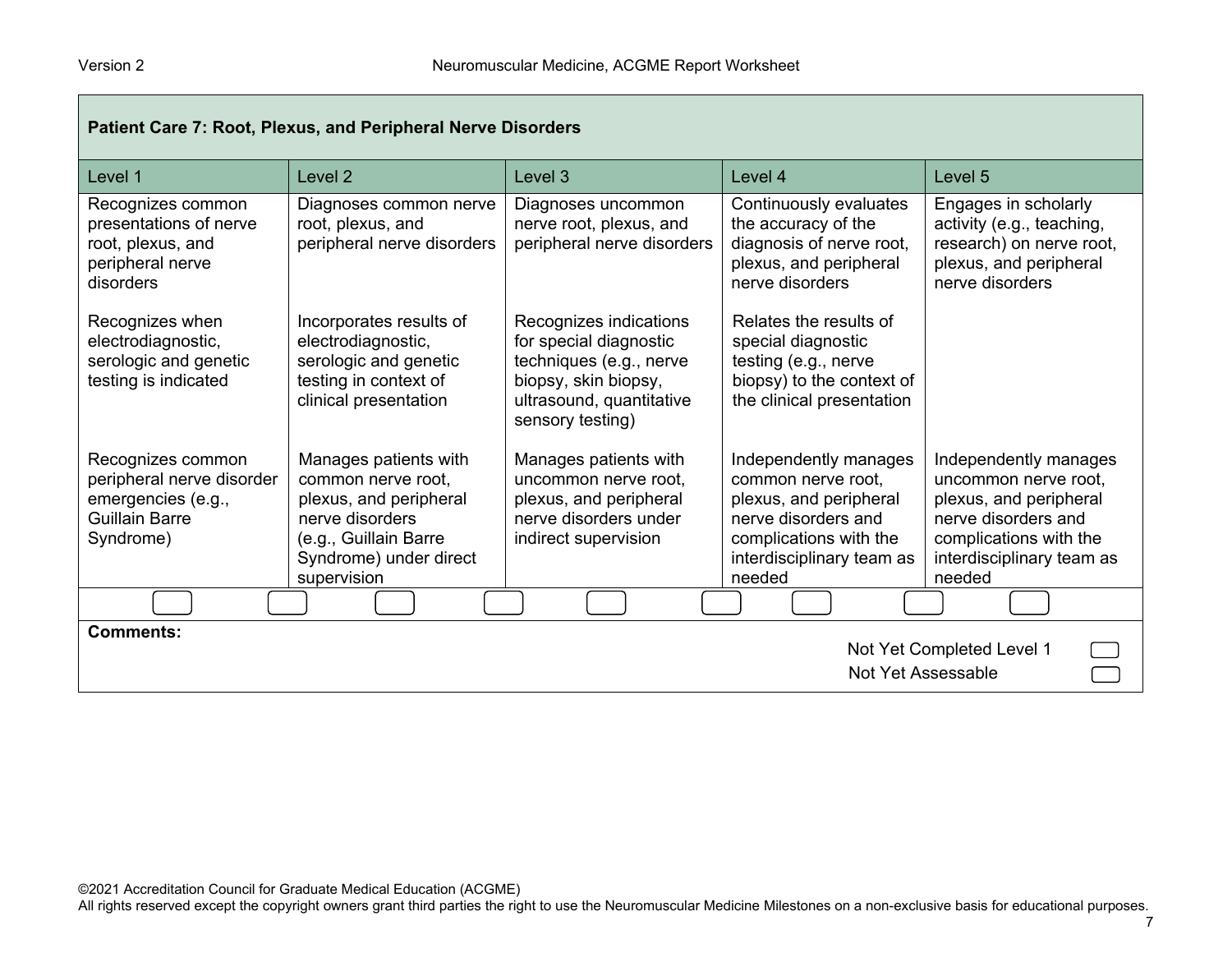| Patient Care 7: Root, Plexus, and Peripheral Nerve Disorders | | | | |
|---|---|---|---|---|
| **Level 1** | **Level 2** | **Level 3** | **Level 4** | **Level 5** |
| Recognizes common presentations of nerve root, plexus, and peripheral nerve disorders<br><br>Recognizes when electrodiagnostic, serologic and genetic testing is indicated<br><br>Recognizes common peripheral nerve disorder emergencies (e.g., Guillain Barre Syndrome) | Diagnoses common nerve root, plexus, and peripheral nerve disorders<br><br>Incorporates results of electrodiagnostic, serologic and genetic testing in context of clinical presentation<br><br>Manages patients with common nerve root, plexus, and peripheral nerve disorders (e.g., Guillain Barre Syndrome) under direct supervision | Diagnoses uncommon nerve root, plexus, and peripheral nerve disorders<br><br>Recognizes indications for special diagnostic techniques (e.g., nerve biopsy, skin biopsy, ultrasound, quantitative sensory testing)<br><br>Manages patients with uncommon nerve root, plexus, and peripheral nerve disorders under indirect supervision | Continuously evaluates the accuracy of the diagnosis of nerve root, plexus, and peripheral nerve disorders<br><br>Relates the results of special diagnostic testing (e.g., nerve biopsy) to the context of the clinical presentation<br><br>Independently manages common nerve root, plexus, and peripheral nerve disorders and complications with the interdisciplinary team as needed | Engages in scholarly activity (e.g., teaching, research) on nerve root, plexus, and peripheral nerve disorders<br><br>Independently manages uncommon nerve root, plexus, and peripheral nerve disorders and complications with the interdisciplinary team as needed |

**Comments:**

Not Yet Completed Level 1

Not Yet Assessable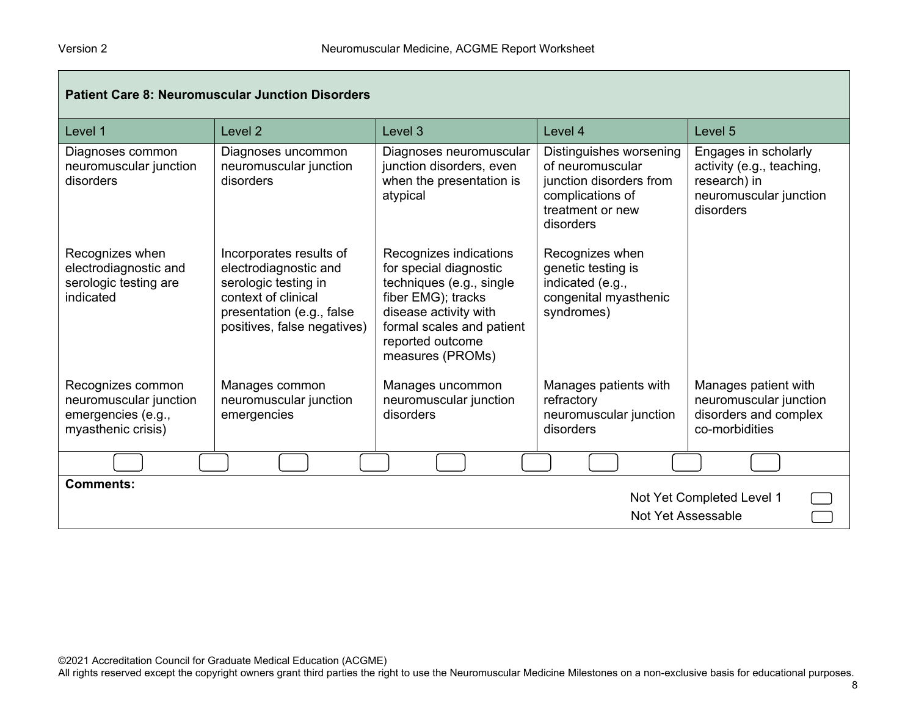| **Patient Care 8: Neuromuscular Junction Disorders** | | | | |
|---|---|---|---|---|
| Level 1 | Level 2 | Level 3 | Level 4 | Level 5 |
| Diagnoses common neuromuscular junction disorders | Diagnoses uncommon neuromuscular junction disorders | Diagnoses neuromuscular junction disorders, even when the presentation is atypical | Distinguishes worsening of neuromuscular junction disorders from complications of treatment or new disorders | Engages in scholarly activity (e.g., teaching, research) in neuromuscular junction disorders |
| Recognizes when electrodiagnostic and serologic testing are indicated | Incorporates results of electrodiagnostic and serologic testing in context of clinical presentation (e.g., false positives, false negatives) | Recognizes indications for special diagnostic techniques (e.g., single fiber EMG); tracks disease activity with formal scales and patient reported outcome measures (PROMs) | Recognizes when genetic testing is indicated (e.g., congenital myasthenic syndromes) | |
| Recognizes common neuromuscular junction emergencies (e.g., myasthenic crisis) | Manages common neuromuscular junction emergencies | Manages uncommon neuromuscular junction disorders | Manages patients with refractory neuromuscular junction disorders | Manages patient with neuromuscular junction disorders and complex co-morbidities |

**Comments:**

Not Yet Completed Level 1

Not Yet Assessable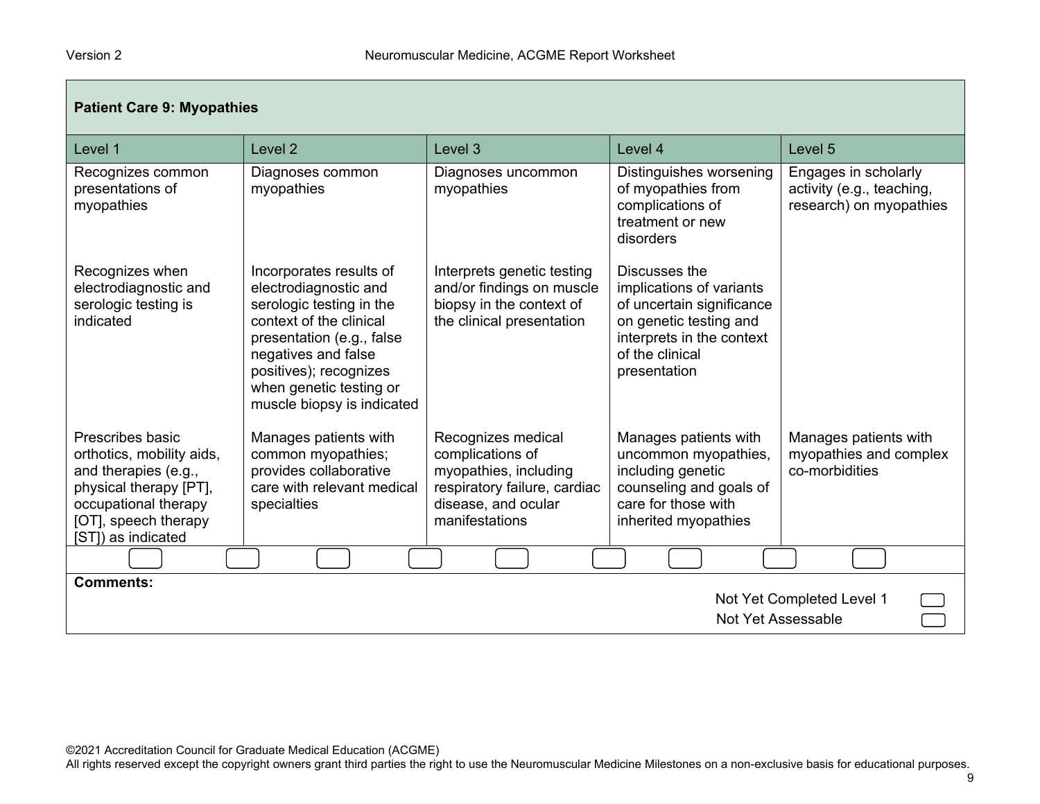## Patient Care 9: Myopathies

| Level 1 | Level 2 | Level 3 | Level 4 | Level 5 |
|---|---|---|---|---|
| Recognizes common presentations of myopathies | Diagnoses common myopathies | Diagnoses uncommon myopathies | Distinguishes worsening of myopathies from complications of treatment or new disorders | Engages in scholarly activity (e.g., teaching, research) on myopathies |
| Recognizes when electrodiagnostic and serologic testing is indicated | Incorporates results of electrodiagnostic and serologic testing in the context of the clinical presentation (e.g., false negatives and false positives); recognizes when genetic testing or muscle biopsy is indicated | Interprets genetic testing and/or findings on muscle biopsy in the context of the clinical presentation | Discusses the implications of variants of uncertain significance on genetic testing and interprets in the context of the clinical presentation | |
| Prescribes basic orthotics, mobility aids, and therapies (e.g., physical therapy [PT], occupational therapy [OT], speech therapy [ST]) as indicated | Manages patients with common myopathies; provides collaborative care with relevant medical specialties | Recognizes medical complications of myopathies, including respiratory failure, cardiac disease, and ocular manifestations | Manages patients with uncommon myopathies, including genetic counseling and goals of care for those with inherited myopathies | Manages patients with myopathies and complex co-morbidities |

**Comments:**

Not Yet Completed Level 1

Not Yet Assessable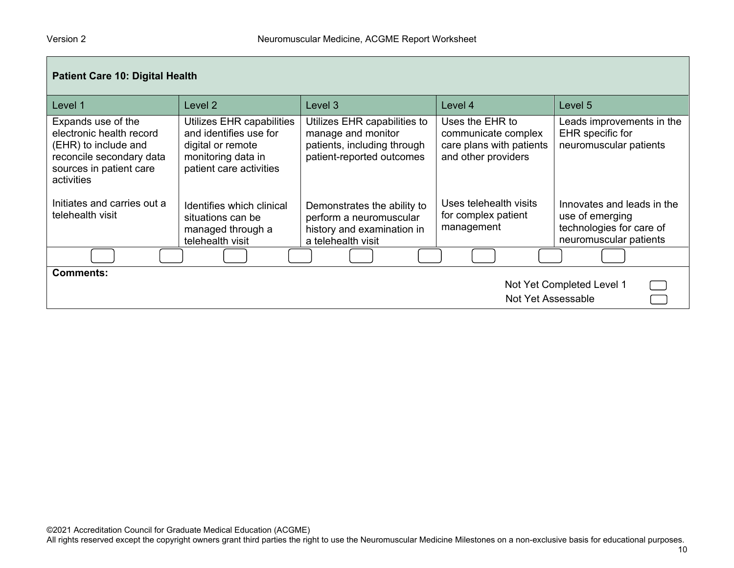| Patient Care 10: Digital Health | | | | |
|---|---|---|---|---|
| Level 1 | Level 2 | Level 3 | Level 4 | Level 5 |
| Expands use of the electronic health record (EHR) to include and reconcile secondary data sources in patient care activities | Utilizes EHR capabilities and identifies use for digital or remote monitoring data in patient care activities | Utilizes EHR capabilities to manage and monitor patients, including through patient-reported outcomes | Uses the EHR to communicate complex care plans with patients and other providers | Leads improvements in the EHR specific for neuromuscular patients |
| Initiates and carries out a telehealth visit | Identifies which clinical situations can be managed through a telehealth visit | Demonstrates the ability to perform a neuromuscular history and examination in a telehealth visit | Uses telehealth visits for complex patient management | Innovates and leads in the use of emerging technologies for care of neuromuscular patients |

**Comments:**

Not Yet Completed Level 1

Not Yet Assessable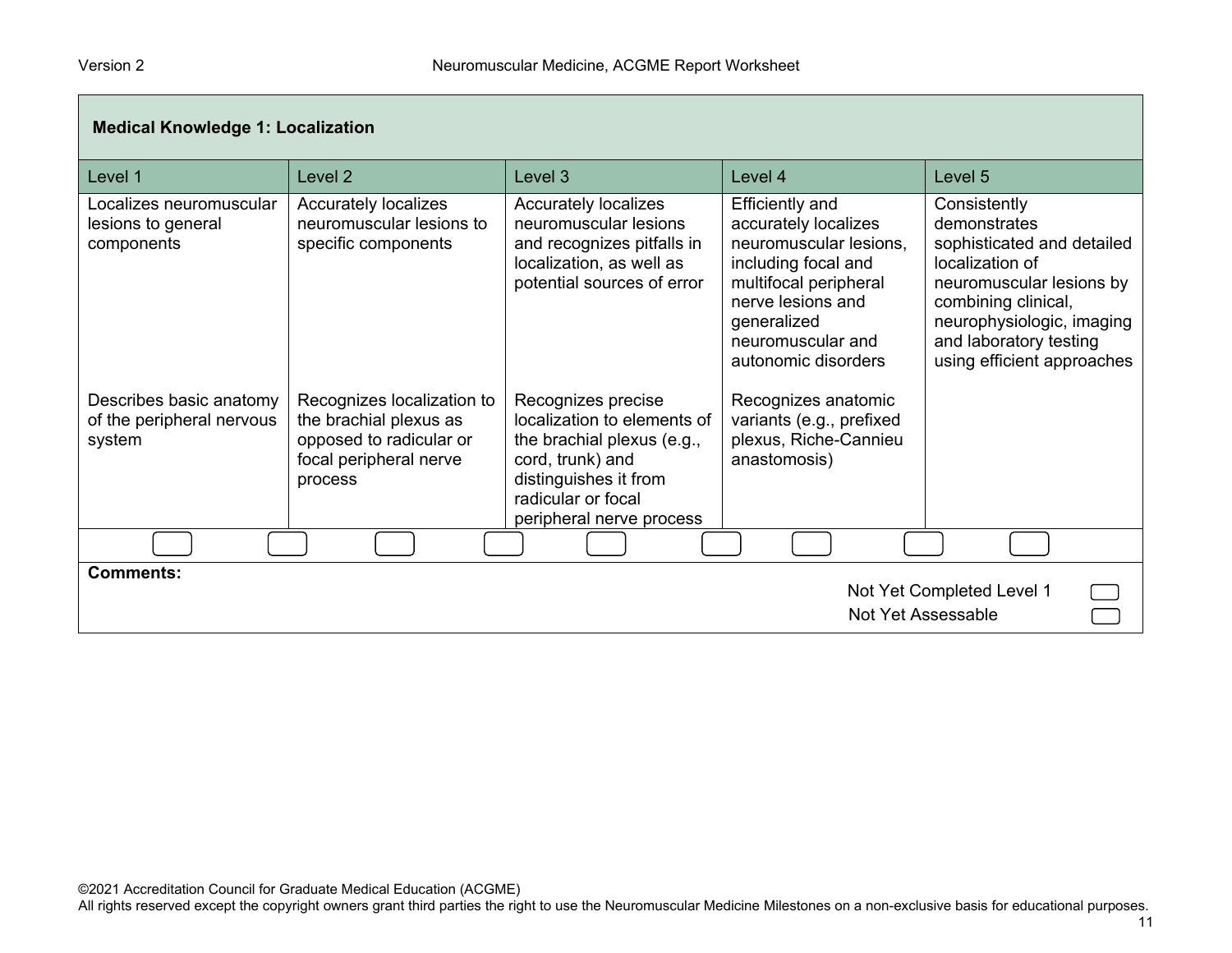| Medical Knowledge 1: Localization | | | | |
|---|---|---|---|---|
| Level 1 | Level 2 | Level 3 | Level 4 | Level 5 |
| Localizes neuromuscular lesions to general components | Accurately localizes neuromuscular lesions to specific components | Accurately localizes neuromuscular lesions and recognizes pitfalls in localization, as well as potential sources of error | Efficiently and accurately localizes neuromuscular lesions, including focal and multifocal peripheral nerve lesions and generalized neuromuscular and autonomic disorders | Consistently demonstrates sophisticated and detailed localization of neuromuscular lesions by combining clinical, neurophysiologic, imaging and laboratory testing using efficient approaches |
| Describes basic anatomy of the peripheral nervous system | Recognizes localization to the brachial plexus as opposed to radicular or focal peripheral nerve process | Recognizes precise localization to elements of the brachial plexus (e.g., cord, trunk) and distinguishes it from radicular or focal peripheral nerve process | Recognizes anatomic variants (e.g., prefixed plexus, Riche-Cannieu anastomosis) | |

**Comments:**

Not Yet Completed Level 1

Not Yet Assessable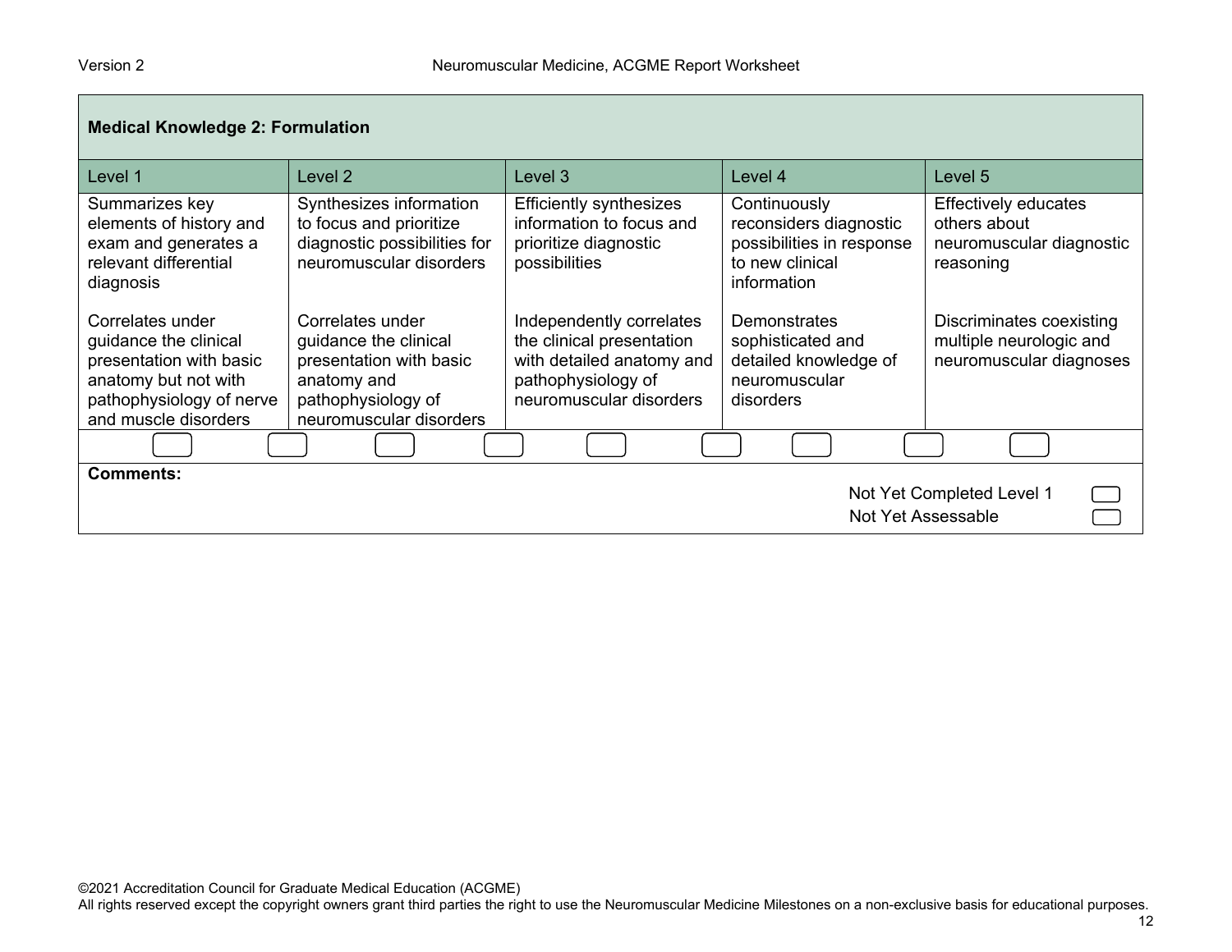**Medical Knowledge 2: Formulation**

| Level 1 | Level 2 | Level 3 | Level 4 | Level 5 |
|---|---|---|---|---|
| Summarizes key elements of history and exam and generates a relevant differential diagnosis | Synthesizes information to focus and prioritize diagnostic possibilities for neuromuscular disorders | Efficiently synthesizes information to focus and prioritize diagnostic possibilities | Continuously reconsiders diagnostic possibilities in response to new clinical information | Effectively educates others about neuromuscular diagnostic reasoning |
| Correlates under guidance the clinical presentation with basic anatomy but not with pathophysiology of nerve and muscle disorders | Correlates under guidance the clinical presentation with basic anatomy and pathophysiology of neuromuscular disorders | Independently correlates the clinical presentation with detailed anatomy and pathophysiology of neuromuscular disorders | Demonstrates sophisticated and detailed knowledge of neuromuscular disorders | Discriminates coexisting multiple neurologic and neuromuscular diagnoses |

**Comments:**

Not Yet Completed Level 1

Not Yet Assessable

©2021 Accreditation Council for Graduate Medical Education (ACGME)
All rights reserved except the copyright owners grant third parties the right to use the Neuromuscular Medicine Milestones on a non-exclusive basis for educational purposes.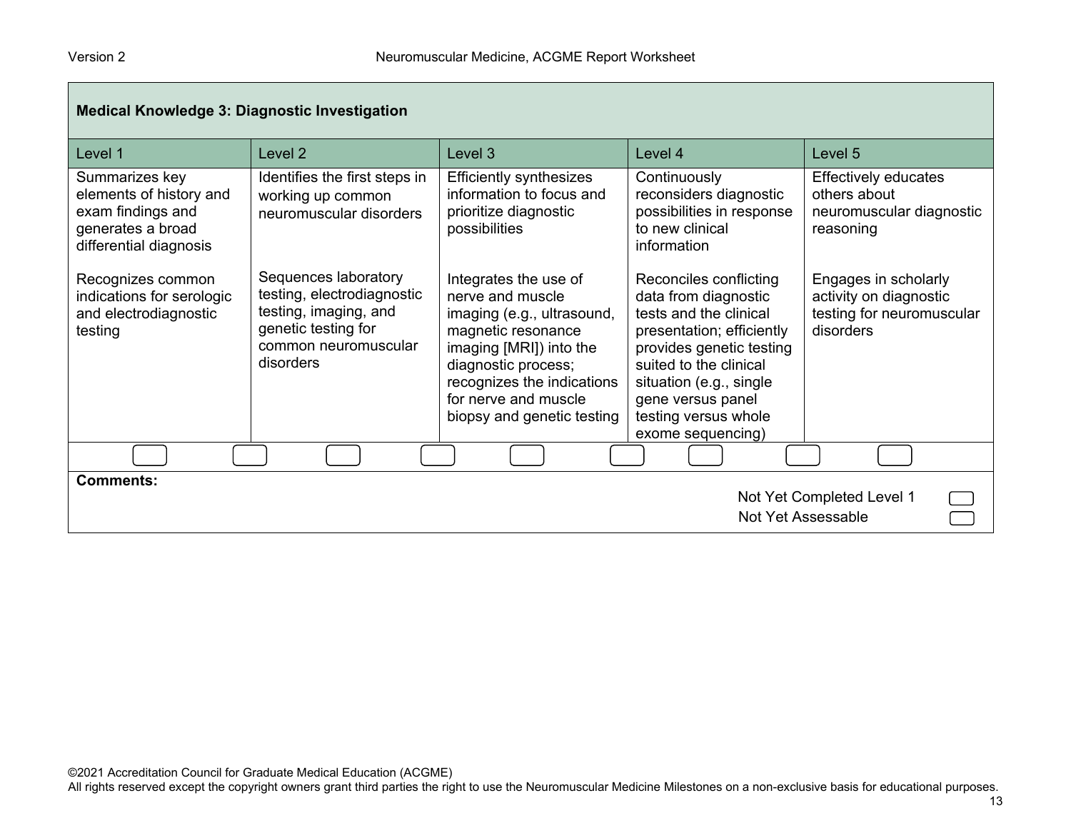| Medical Knowledge 3: Diagnostic Investigation | | | | |
|---|---|---|---|---|
| Level 1 | Level 2 | Level 3 | Level 4 | Level 5 |
| Summarizes key elements of history and exam findings and generates a broad differential diagnosis<br><br>Recognizes common indications for serologic and electrodiagnostic testing | Identifies the first steps in working up common neuromuscular disorders<br><br>Sequences laboratory testing, electrodiagnostic testing, imaging, and genetic testing for common neuromuscular disorders | Efficiently synthesizes information to focus and prioritize diagnostic possibilities<br><br>Integrates the use of nerve and muscle imaging (e.g., ultrasound, magnetic resonance imaging [MRI]) into the diagnostic process; recognizes the indications for nerve and muscle biopsy and genetic testing | Continuously reconsiders diagnostic possibilities in response to new clinical information<br><br>Reconciles conflicting data from diagnostic tests and the clinical presentation; efficiently provides genetic testing suited to the clinical situation (e.g., single gene versus panel testing versus whole exome sequencing) | Effectively educates others about neuromuscular diagnostic reasoning<br><br>Engages in scholarly activity on diagnostic testing for neuromuscular disorders |

**Comments:**

Not Yet Completed Level 1

Not Yet Assessable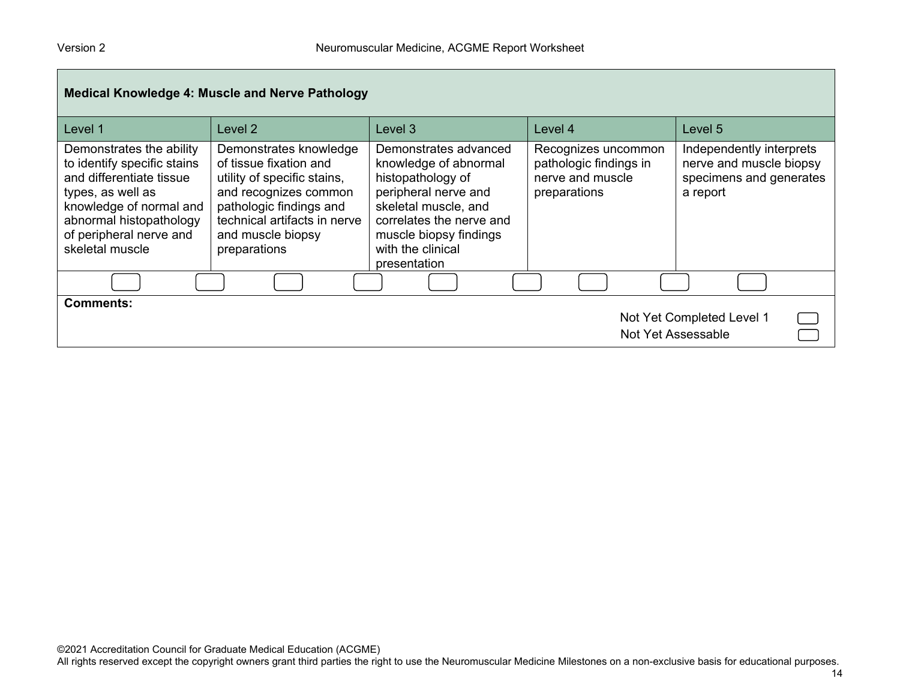| Medical Knowledge 4: Muscle and Nerve Pathology | | | | |
|---|---|---|---|---|
| Level 1 | Level 2 | Level 3 | Level 4 | Level 5 |
| Demonstrates the ability to identify specific stains and differentiate tissue types, as well as knowledge of normal and abnormal histopathology of peripheral nerve and skeletal muscle | Demonstrates knowledge of tissue fixation and utility of specific stains, and recognizes common pathologic findings and technical artifacts in nerve and muscle biopsy preparations | Demonstrates advanced knowledge of abnormal histopathology of peripheral nerve and skeletal muscle, and correlates the nerve and muscle biopsy findings with the clinical presentation | Recognizes uncommon pathologic findings in nerve and muscle preparations | Independently interprets nerve and muscle biopsy specimens and generates a report |

**Comments:**

Not Yet Completed Level 1

Not Yet Assessable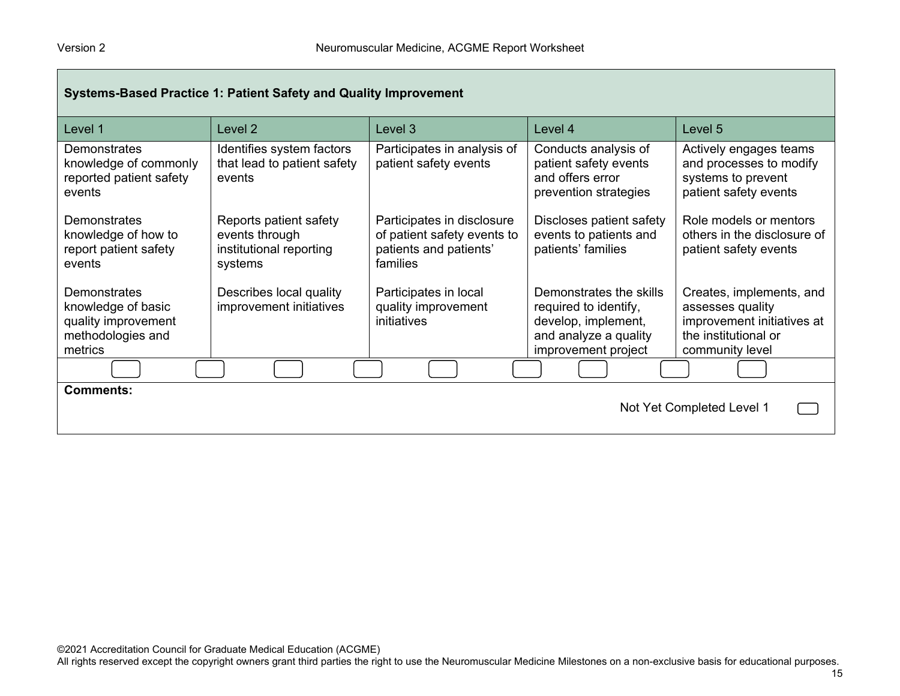## Systems-Based Practice 1: Patient Safety and Quality Improvement

| Level 1 | Level 2 | Level 3 | Level 4 | Level 5 |
|---|---|---|---|---|
| Demonstrates knowledge of commonly reported patient safety events | Identifies system factors that lead to patient safety events | Participates in analysis of patient safety events | Conducts analysis of patient safety events and offers error prevention strategies | Actively engages teams and processes to modify systems to prevent patient safety events |
| Demonstrates knowledge of how to report patient safety events | Reports patient safety events through institutional reporting systems | Participates in disclosure of patient safety events to patients and patients' families | Discloses patient safety events to patients and patients' families | Role models or mentors others in the disclosure of patient safety events |
| Demonstrates knowledge of basic quality improvement methodologies and metrics | Describes local quality improvement initiatives | Participates in local quality improvement initiatives | Demonstrates the skills required to identify, develop, implement, and analyze a quality improvement project | Creates, implements, and assesses quality improvement initiatives at the institutional or community level |

**Comments:**

Not Yet Completed Level 1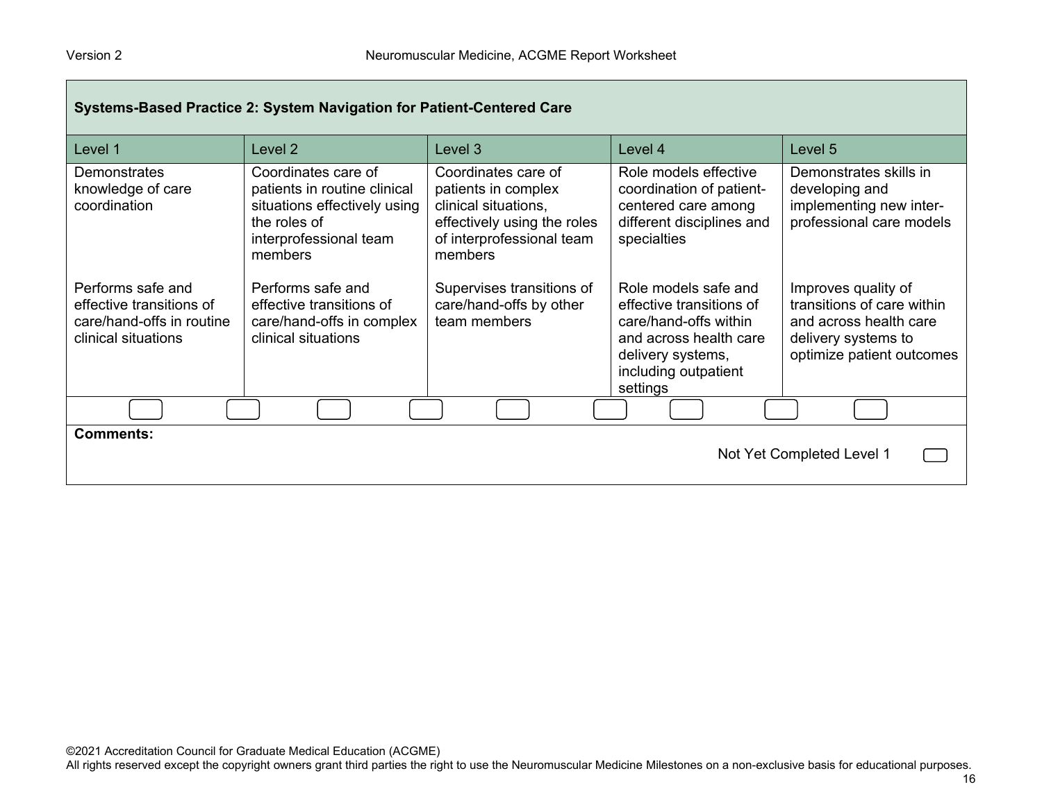## Systems-Based Practice 2: System Navigation for Patient-Centered Care

| Level 1 | Level 2 | Level 3 | Level 4 | Level 5 |
|---|---|---|---|---|
| Demonstrates knowledge of care coordination | Coordinates care of patients in routine clinical situations effectively using the roles of interprofessional team members | Coordinates care of patients in complex clinical situations, effectively using the roles of interprofessional team members | Role models effective coordination of patient-centered care among different disciplines and specialties | Demonstrates skills in developing and implementing new inter-professional care models |
| Performs safe and effective transitions of care/hand-offs in routine clinical situations | Performs safe and effective transitions of care/hand-offs in complex clinical situations | Supervises transitions of care/hand-offs by other team members | Role models safe and effective transitions of care/hand-offs within and across health care delivery systems, including outpatient settings | Improves quality of transitions of care within and across health care delivery systems to optimize patient outcomes |

**Comments:**

Not Yet Completed Level 1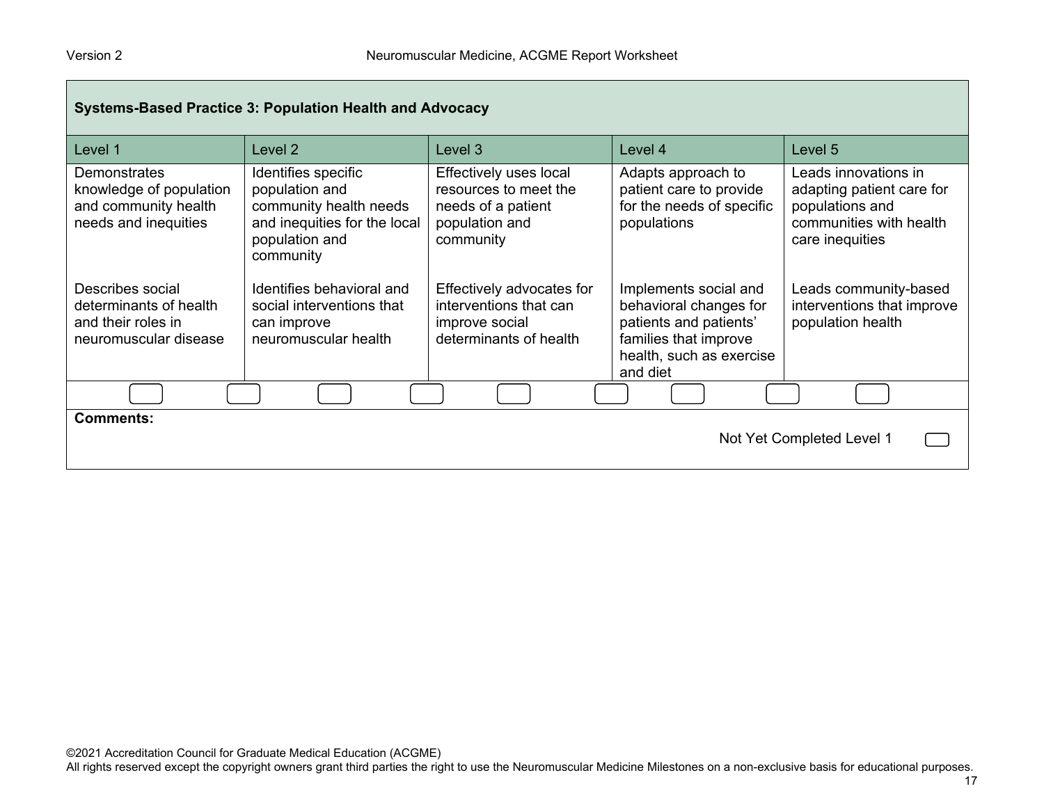| Systems-Based Practice 3: Population Health and Advocacy | | | | |
|---|---|---|---|---|
| Level 1 | Level 2 | Level 3 | Level 4 | Level 5 |
| Demonstrates knowledge of population and community health needs and inequities | Identifies specific population and community health needs and inequities for the local population and community | Effectively uses local resources to meet the needs of a patient population and community | Adapts approach to patient care to provide for the needs of specific populations | Leads innovations in adapting patient care for populations and communities with health care inequities |
| Describes social determinants of health and their roles in neuromuscular disease | Identifies behavioral and social interventions that can improve neuromuscular health | Effectively advocates for interventions that can improve social determinants of health | Implements social and behavioral changes for patients and patients' families that improve health, such as exercise and diet | Leads community-based interventions that improve population health |

**Comments:**

Not Yet Completed Level 1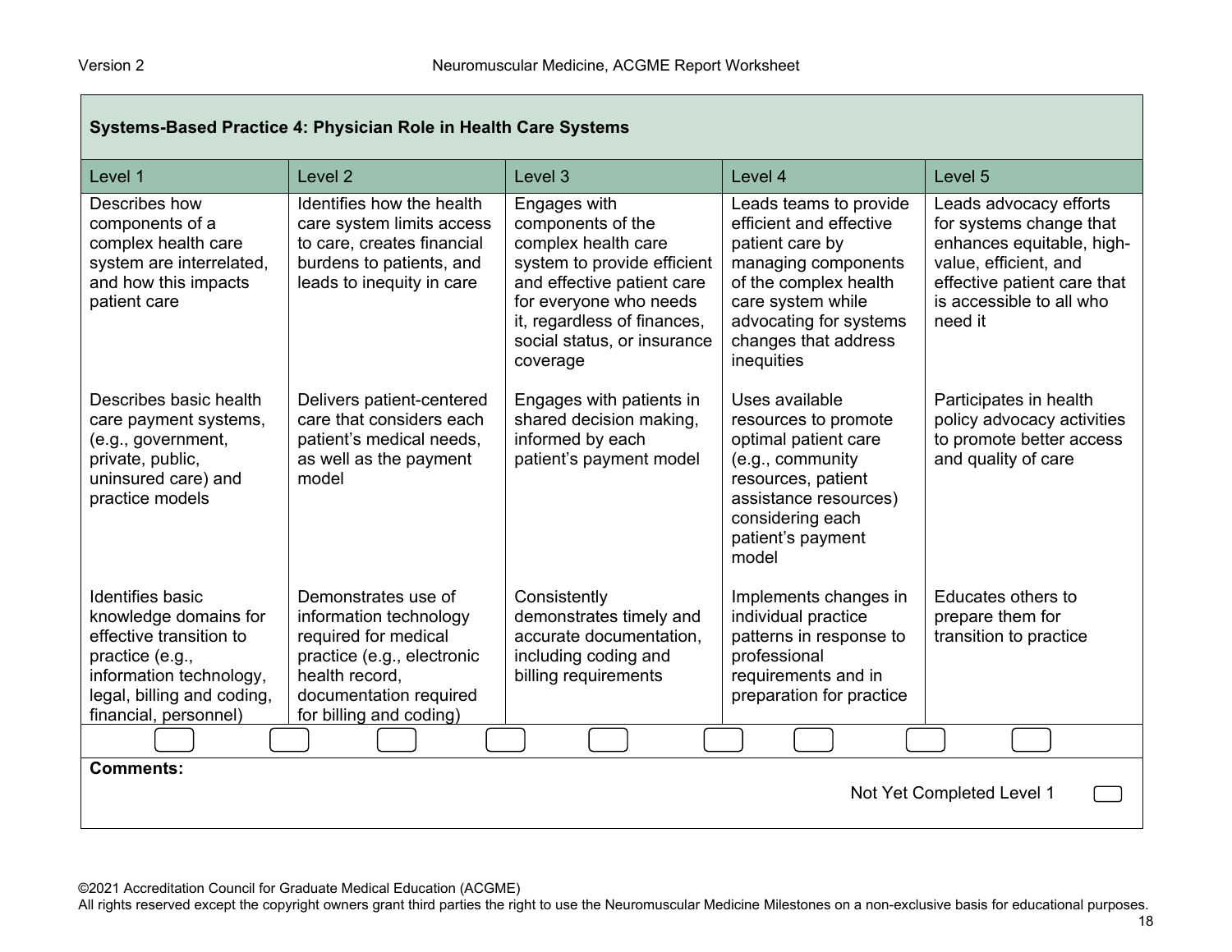| Systems-Based Practice 4: Physician Role in Health Care Systems | | | | |
|---|---|---|---|---|
| **Level 1** | **Level 2** | **Level 3** | **Level 4** | **Level 5** |
| Describes how components of a complex health care system are interrelated, and how this impacts patient care | Identifies how the health care system limits access to care, creates financial burdens to patients, and leads to inequity in care | Engages with components of the complex health care system to provide efficient and effective patient care for everyone who needs it, regardless of finances, social status, or insurance coverage | Leads teams to provide efficient and effective patient care by managing components of the complex health care system while advocating for systems changes that address inequities | Leads advocacy efforts for systems change that enhances equitable, high-value, efficient, and effective patient care that is accessible to all who need it |
| Describes basic health care payment systems, (e.g., government, private, public, uninsured care) and practice models | Delivers patient-centered care that considers each patient's medical needs, as well as the payment model | Engages with patients in shared decision making, informed by each patient's payment model | Uses available resources to promote optimal patient care (e.g., community resources, patient assistance resources) considering each patient's payment model | Participates in health policy advocacy activities to promote better access and quality of care |
| Identifies basic knowledge domains for effective transition to practice (e.g., information technology, legal, billing and coding, financial, personnel) | Demonstrates use of information technology required for medical practice (e.g., electronic health record, documentation required for billing and coding) | Consistently demonstrates timely and accurate documentation, including coding and billing requirements | Implements changes in individual practice patterns in response to professional requirements and in preparation for practice | Educates others to prepare them for transition to practice |

**Comments:**

Not Yet Completed Level 1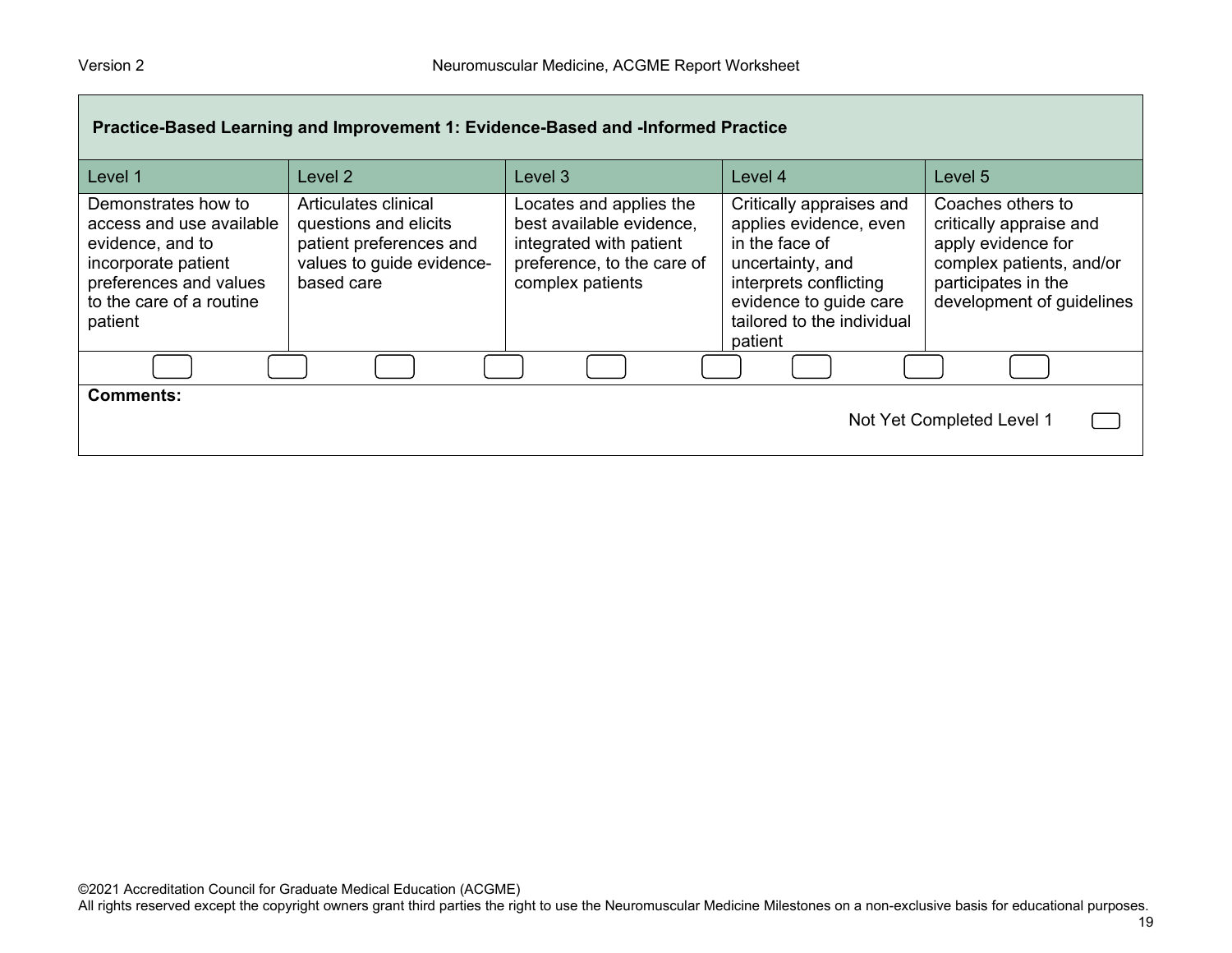| Practice-Based Learning and Improvement 1: Evidence-Based and -Informed Practice | | | | |
|---|---|---|---|---|
| Level 1 | Level 2 | Level 3 | Level 4 | Level 5 |
| Demonstrates how to access and use available evidence, and to incorporate patient preferences and values to the care of a routine patient | Articulates clinical questions and elicits patient preferences and values to guide evidence-based care | Locates and applies the best available evidence, integrated with patient preference, to the care of complex patients | Critically appraises and applies evidence, even in the face of uncertainty, and interprets conflicting evidence to guide care tailored to the individual patient | Coaches others to critically appraise and apply evidence for complex patients, and/or participates in the development of guidelines |

**Comments:**

Not Yet Completed Level 1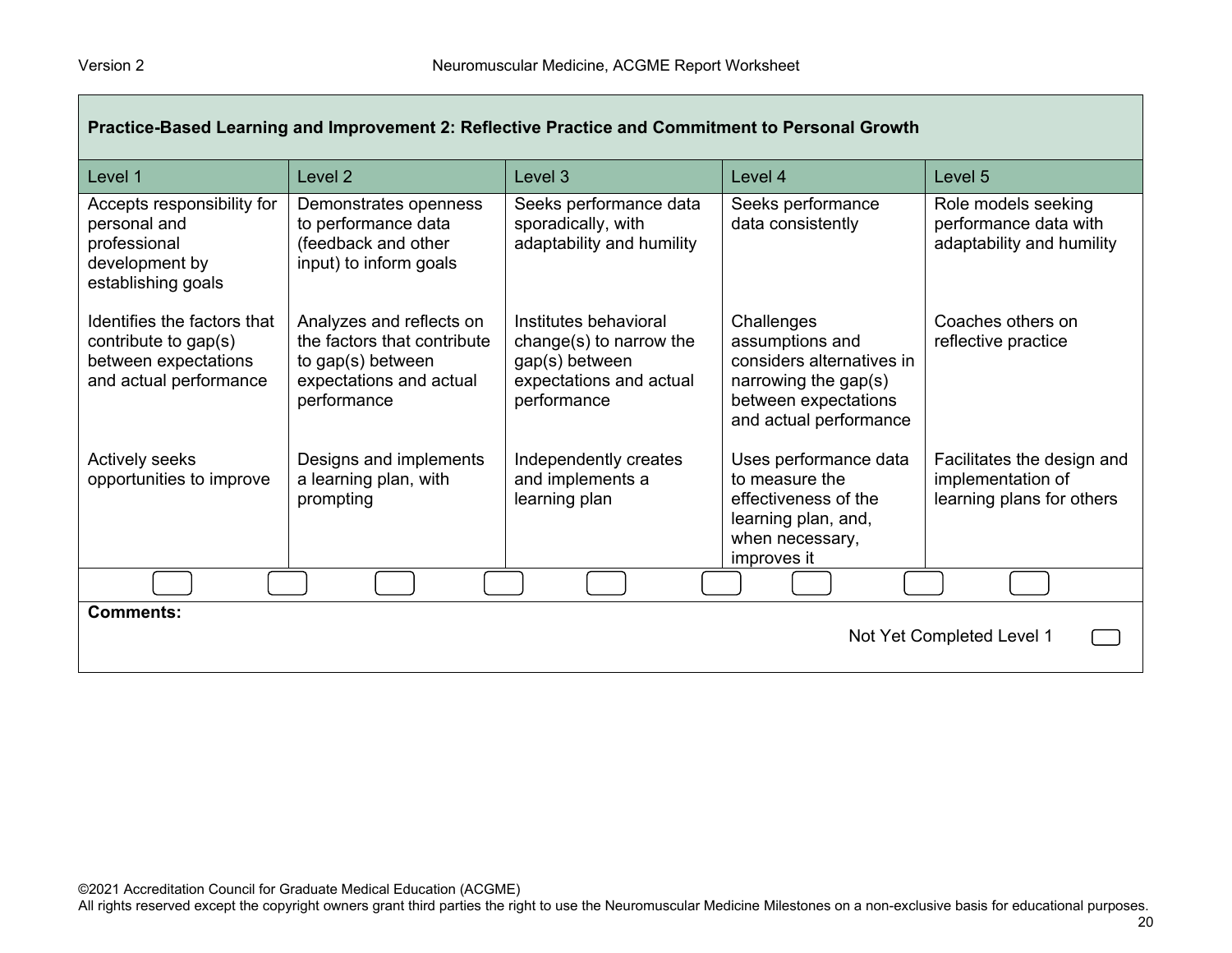## Practice-Based Learning and Improvement 2: Reflective Practice and Commitment to Personal Growth

| Level 1 | Level 2 | Level 3 | Level 4 | Level 5 |
|---|---|---|---|---|
| Accepts responsibility for personal and professional development by establishing goals | Demonstrates openness to performance data (feedback and other input) to inform goals | Seeks performance data sporadically, with adaptability and humility | Seeks performance data consistently | Role models seeking performance data with adaptability and humility |
| Identifies the factors that contribute to gap(s) between expectations and actual performance | Analyzes and reflects on the factors that contribute to gap(s) between expectations and actual performance | Institutes behavioral change(s) to narrow the gap(s) between expectations and actual performance | Challenges assumptions and considers alternatives in narrowing the gap(s) between expectations and actual performance | Coaches others on reflective practice |
| Actively seeks opportunities to improve | Designs and implements a learning plan, with prompting | Independently creates and implements a learning plan | Uses performance data to measure the effectiveness of the learning plan, and, when necessary, improves it | Facilitates the design and implementation of learning plans for others |

**Comments:**

Not Yet Completed Level 1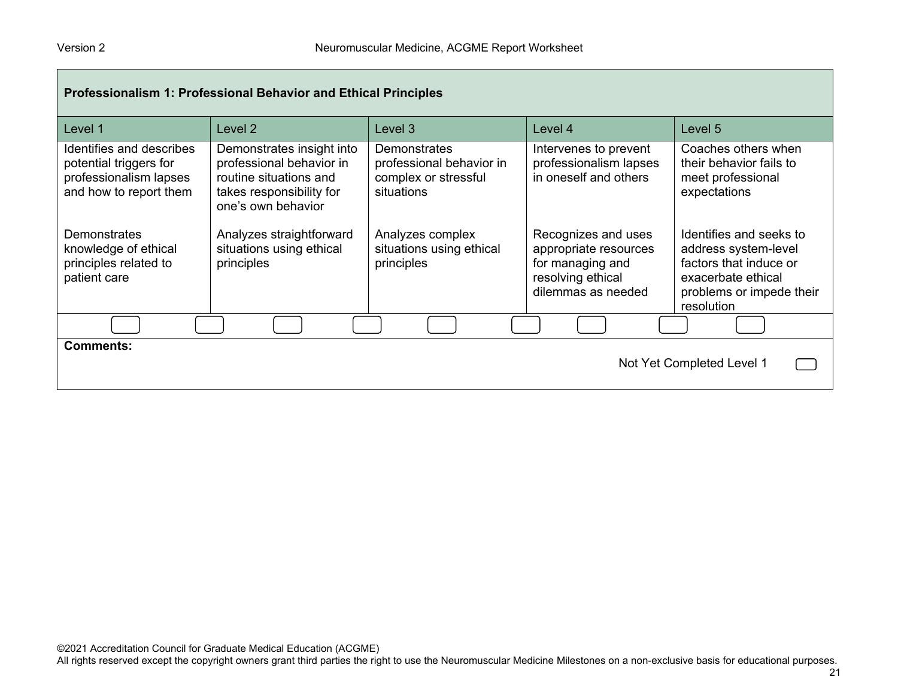## Professionalism 1: Professional Behavior and Ethical Principles

| Level 1 | Level 2 | Level 3 | Level 4 | Level 5 |
|---|---|---|---|---|
| Identifies and describes potential triggers for professionalism lapses and how to report them | Demonstrates insight into professional behavior in routine situations and takes responsibility for one's own behavior | Demonstrates professional behavior in complex or stressful situations | Intervenes to prevent professionalism lapses in oneself and others | Coaches others when their behavior fails to meet professional expectations |
| Demonstrates knowledge of ethical principles related to patient care | Analyzes straightforward situations using ethical principles | Analyzes complex situations using ethical principles | Recognizes and uses appropriate resources for managing and resolving ethical dilemmas as needed | Identifies and seeks to address system-level factors that induce or exacerbate ethical problems or impede their resolution |

**Comments:**

Not Yet Completed Level 1

©2021 Accreditation Council for Graduate Medical Education (ACGME)
All rights reserved except the copyright owners grant third parties the right to use the Neuromuscular Medicine Milestones on a non-exclusive basis for educational purposes.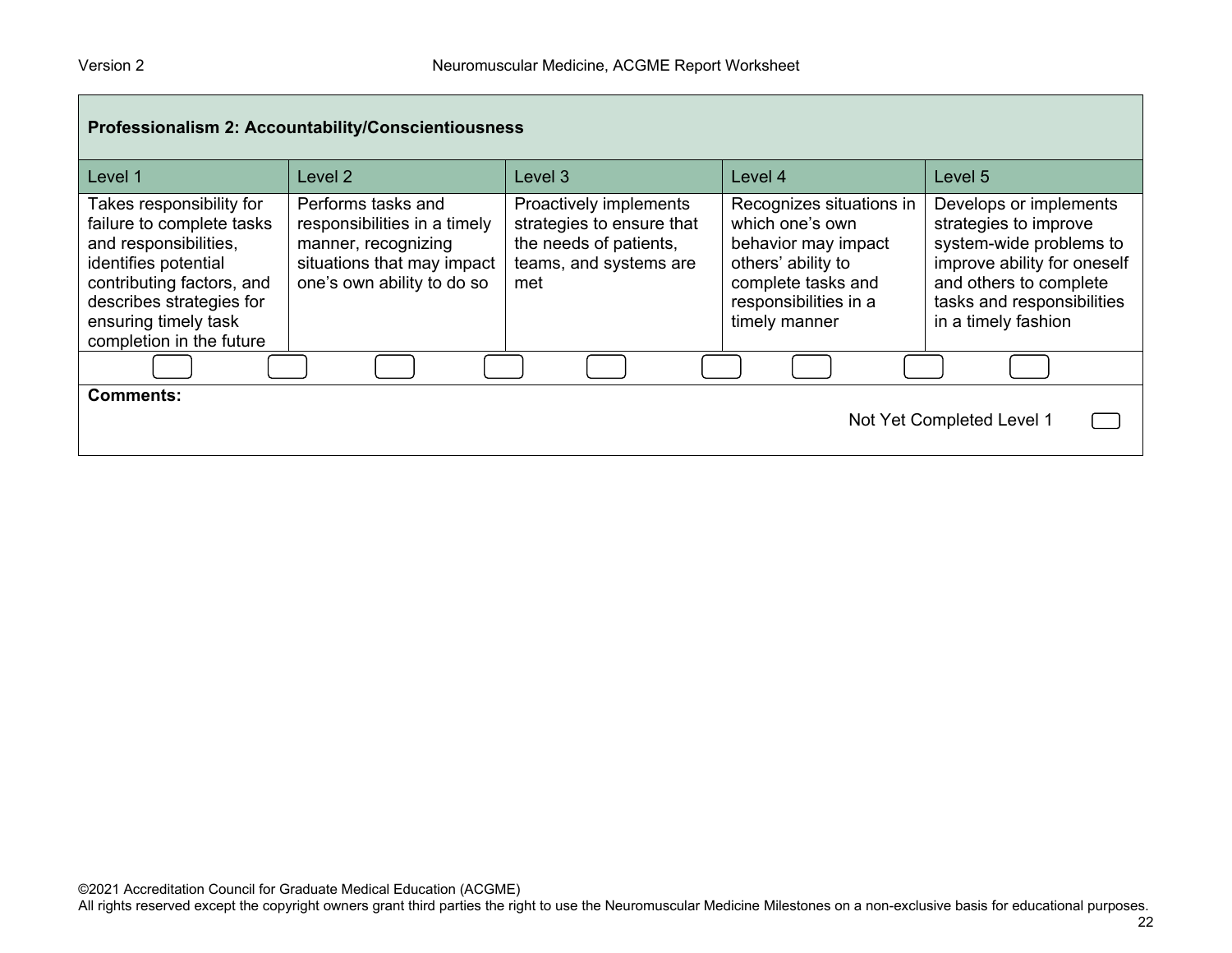| Professionalism 2: Accountability/Conscientiousness | | | | |
|---|---|---|---|---|
| Level 1 | Level 2 | Level 3 | Level 4 | Level 5 |
| Takes responsibility for failure to complete tasks and responsibilities, identifies potential contributing factors, and describes strategies for ensuring timely task completion in the future | Performs tasks and responsibilities in a timely manner, recognizing situations that may impact one's own ability to do so | Proactively implements strategies to ensure that the needs of patients, teams, and systems are met | Recognizes situations in which one's own behavior may impact others' ability to complete tasks and responsibilities in a timely manner | Develops or implements strategies to improve system-wide problems to improve ability for oneself and others to complete tasks and responsibilities in a timely fashion |

**Comments:**

Not Yet Completed Level 1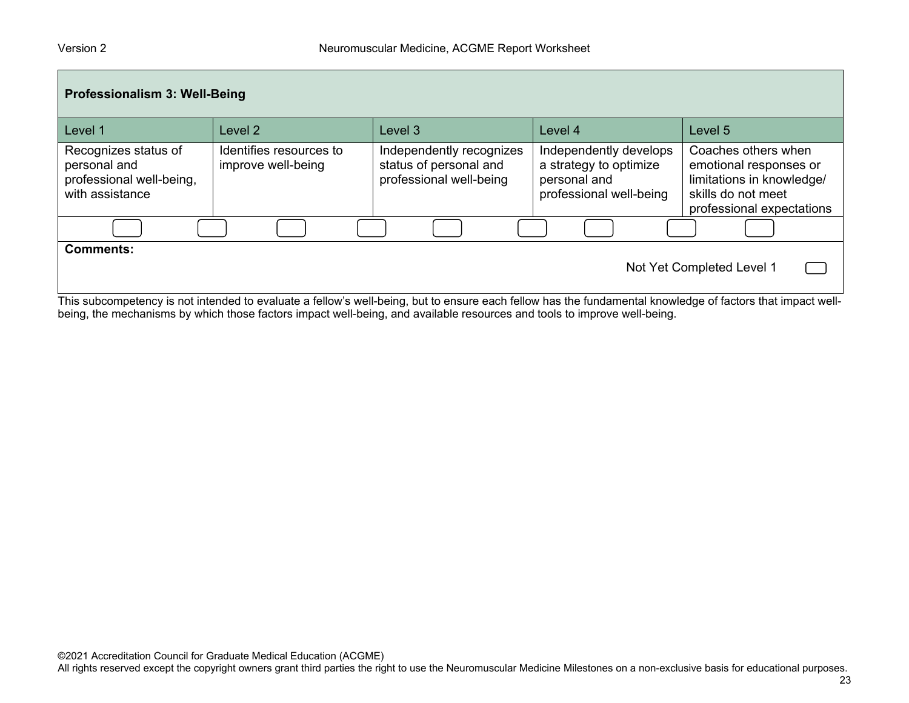## Professionalism 3: Well-Being

| Level 1 | Level 2 | Level 3 | Level 4 | Level 5 |
|---|---|---|---|---|
| Recognizes status of personal and professional well-being, with assistance | Identifies resources to improve well-being | Independently recognizes status of personal and professional well-being | Independently develops a strategy to optimize personal and professional well-being | Coaches others when emotional responses or limitations in knowledge/ skills do not meet professional expectations |

**Comments:**

Not Yet Completed Level 1

This subcompetency is not intended to evaluate a fellow's well-being, but to ensure each fellow has the fundamental knowledge of factors that impact well-being, the mechanisms by which those factors impact well-being, and available resources and tools to improve well-being.

©2021 Accreditation Council for Graduate Medical Education (ACGME)
All rights reserved except the copyright owners grant third parties the right to use the Neuromuscular Medicine Milestones on a non-exclusive basis for educational purposes.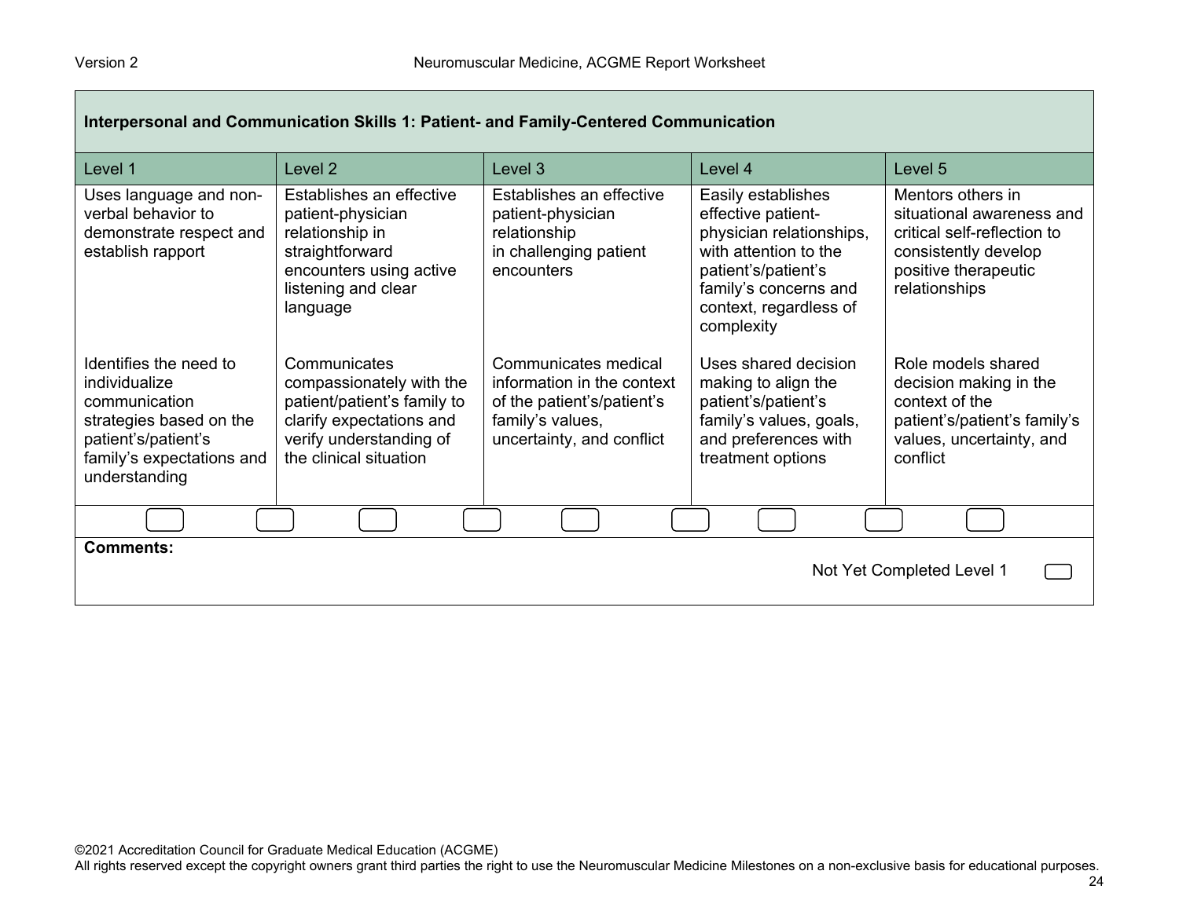| Interpersonal and Communication Skills 1: Patient- and Family-Centered Communication | | | | |
|---|---|---|---|---|
| Level 1 | Level 2 | Level 3 | Level 4 | Level 5 |
| Uses language and non-verbal behavior to demonstrate respect and establish rapport | Establishes an effective patient-physician relationship in straightforward encounters using active listening and clear language | Establishes an effective patient-physician relationship in challenging patient encounters | Easily establishes effective patient-physician relationships, with attention to the patient's/patient's family's concerns and context, regardless of complexity | Mentors others in situational awareness and critical self-reflection to consistently develop positive therapeutic relationships |
| Identifies the need to individualize communication strategies based on the patient's/patient's family's expectations and understanding | Communicates compassionately with the patient/patient's family to clarify expectations and verify understanding of the clinical situation | Communicates medical information in the context of the patient's/patient's family's values, uncertainty, and conflict | Uses shared decision making to align the patient's/patient's family's values, goals, and preferences with treatment options | Role models shared decision making in the context of the patient's/patient's family's values, uncertainty, and conflict |

**Comments:**

Not Yet Completed Level 1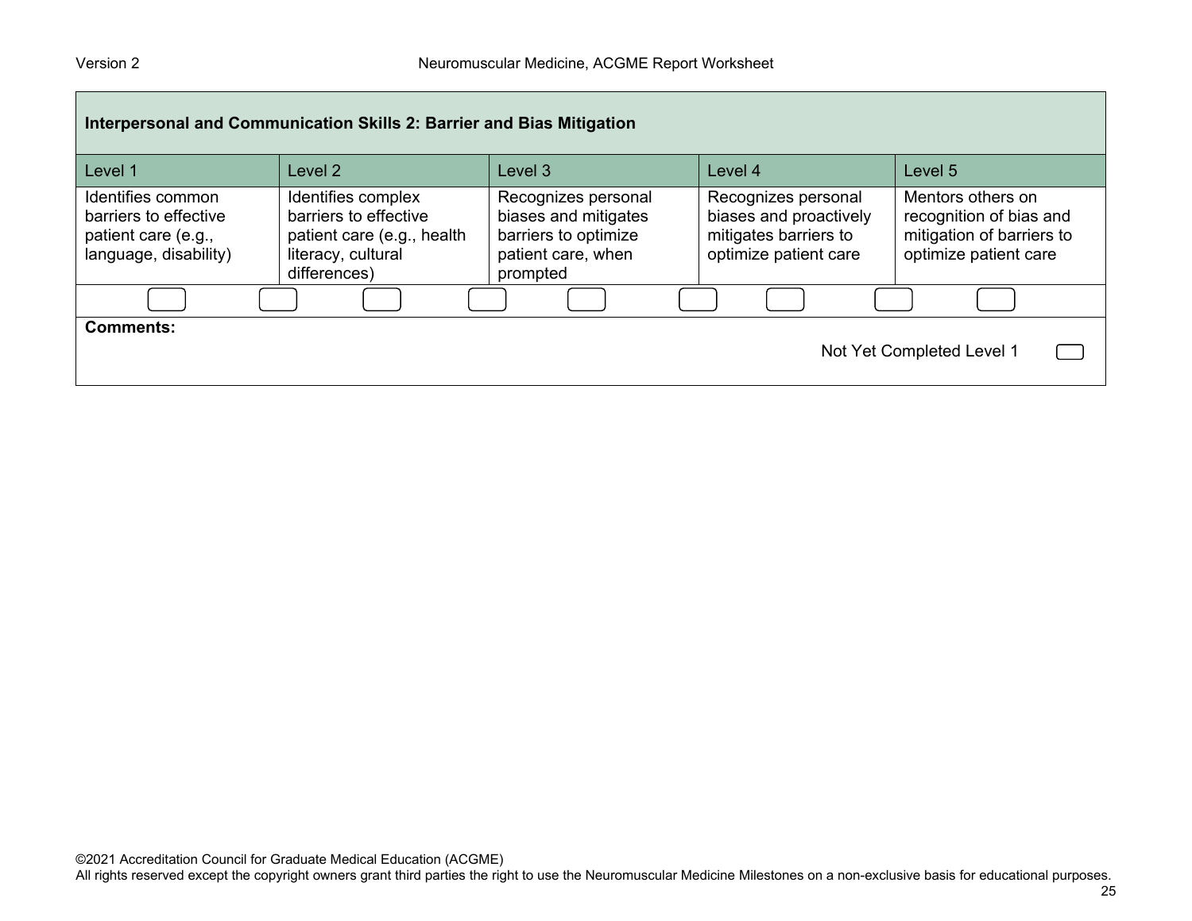**Interpersonal and Communication Skills 2: Barrier and Bias Mitigation**

| Level 1 | Level 2 | Level 3 | Level 4 | Level 5 |
|---|---|---|---|---|
| Identifies common barriers to effective patient care (e.g., language, disability) | Identifies complex barriers to effective patient care (e.g., health literacy, cultural differences) | Recognizes personal biases and mitigates barriers to optimize patient care, when prompted | Recognizes personal biases and proactively mitigates barriers to optimize patient care | Mentors others on recognition of bias and mitigation of barriers to optimize patient care |

**Comments:**

Not Yet Completed Level 1

©2021 Accreditation Council for Graduate Medical Education (ACGME)
All rights reserved except the copyright owners grant third parties the right to use the Neuromuscular Medicine Milestones on a non-exclusive basis for educational purposes.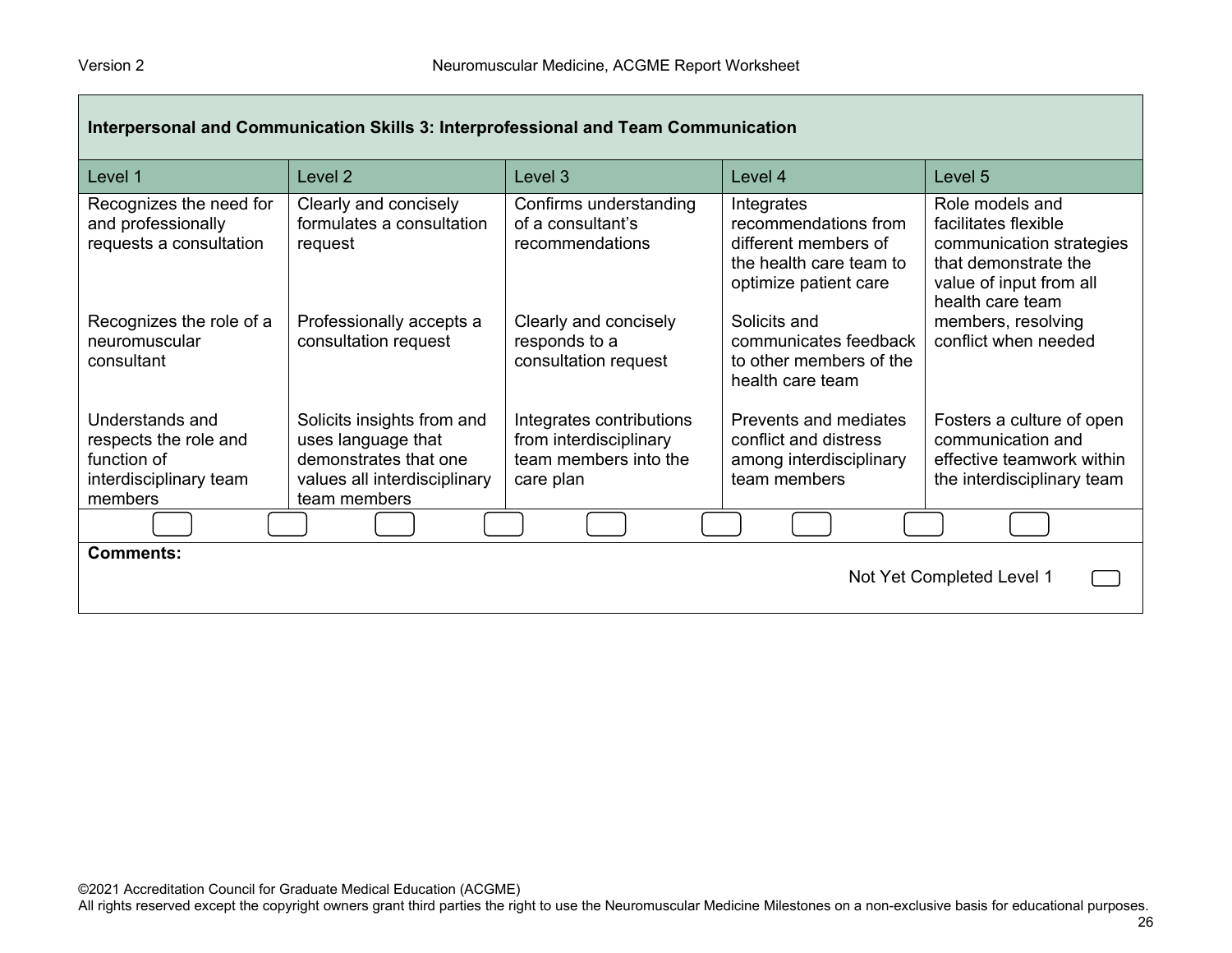## Interpersonal and Communication Skills 3: Interprofessional and Team Communication

| Level 1 | Level 2 | Level 3 | Level 4 | Level 5 |
|---|---|---|---|---|
| Recognizes the need for and professionally requests a consultation | Clearly and concisely formulates a consultation request | Confirms understanding of a consultant's recommendations | Integrates recommendations from different members of the health care team to optimize patient care | Role models and facilitates flexible communication strategies that demonstrate the value of input from all health care team members, resolving conflict when needed |
| Recognizes the role of a neuromuscular consultant | Professionally accepts a consultation request | Clearly and concisely responds to a consultation request | Solicits and communicates feedback to other members of the health care team | |
| Understands and respects the role and function of interdisciplinary team members | Solicits insights from and uses language that demonstrates that one values all interdisciplinary team members | Integrates contributions from interdisciplinary team members into the care plan | Prevents and mediates conflict and distress among interdisciplinary team members | Fosters a culture of open communication and effective teamwork within the interdisciplinary team |

**Comments:**

Not Yet Completed Level 1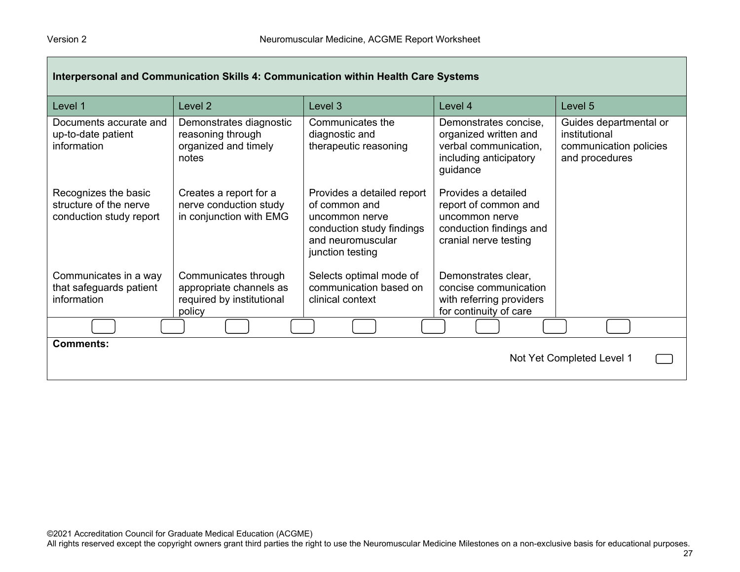| Interpersonal and Communication Skills 4: Communication within Health Care Systems | | | | |
|---|---|---|---|---|
| **Level 1** | **Level 2** | **Level 3** | **Level 4** | **Level 5** |
| Documents accurate and up-to-date patient information | Demonstrates diagnostic reasoning through organized and timely notes | Communicates the diagnostic and therapeutic reasoning | Demonstrates concise, organized written and verbal communication, including anticipatory guidance | Guides departmental or institutional communication policies and procedures |
| Recognizes the basic structure of the nerve conduction study report | Creates a report for a nerve conduction study in conjunction with EMG | Provides a detailed report of common and uncommon nerve conduction study findings and neuromuscular junction testing | Provides a detailed report of common and uncommon nerve conduction findings and cranial nerve testing | |
| Communicates in a way that safeguards patient information | Communicates through appropriate channels as required by institutional policy | Selects optimal mode of communication based on clinical context | Demonstrates clear, concise communication with referring providers for continuity of care | |

**Comments:**

Not Yet Completed Level 1